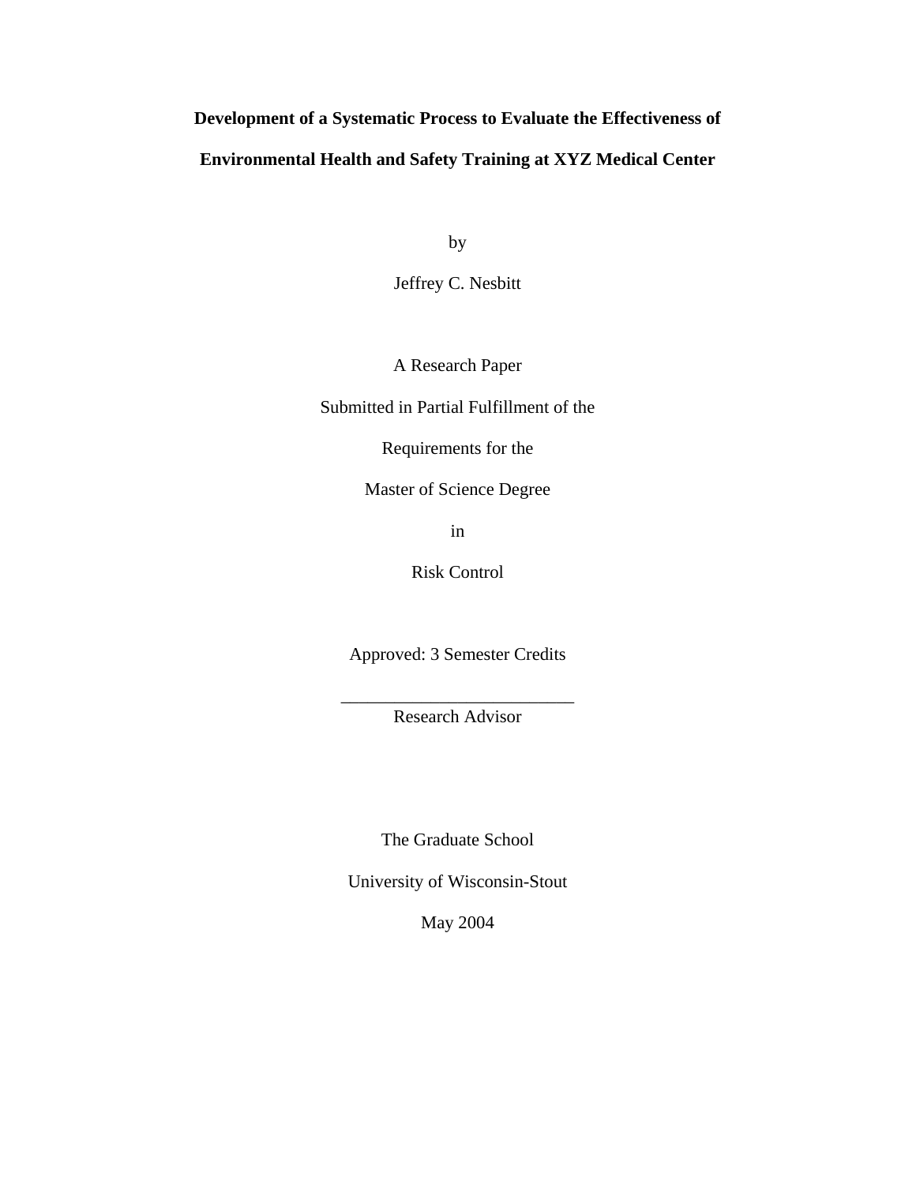**Development of a Systematic Process to Evaluate the Effectiveness of Environmental Health and Safety Training at XYZ Medical Center**

by

Jeffrey C. Nesbitt

A Research Paper

Submitted in Partial Fulfillment of the

Requirements for the

Master of Science Degree

in

Risk Control

Approved: 3 Semester Credits

___________________________
Research Advisor

The Graduate School

University of Wisconsin-Stout

May 2004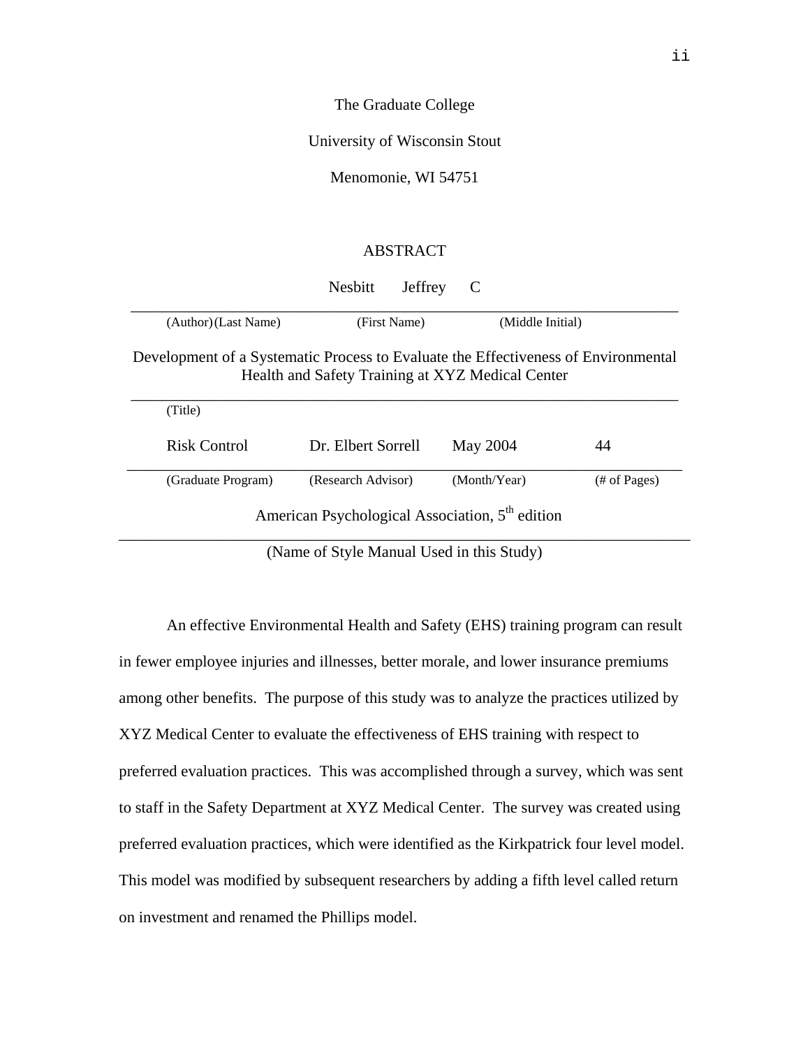The Graduate College

University of Wisconsin Stout

Menomonie, WI 54751

# ABSTRACT

| Nesbitt | Jeffrey | C |
|---|---|---|
| (Author) (Last Name) | (First Name) | (Middle Initial) |

Development of a Systematic Process to Evaluate the Effectiveness of Environmental Health and Safety Training at XYZ Medical Center

(Title)

| Risk Control | Dr. Elbert Sorrell | May 2004 | 44 |
|---|---|---|---|
| (Graduate Program) | (Research Advisor) | (Month/Year) | (# of Pages) |

American Psychological Association, 5th edition

(Name of Style Manual Used in this Study)

An effective Environmental Health and Safety (EHS) training program can result in fewer employee injuries and illnesses, better morale, and lower insurance premiums among other benefits. The purpose of this study was to analyze the practices utilized by XYZ Medical Center to evaluate the effectiveness of EHS training with respect to preferred evaluation practices. This was accomplished through a survey, which was sent to staff in the Safety Department at XYZ Medical Center. The survey was created using preferred evaluation practices, which were identified as the Kirkpatrick four level model. This model was modified by subsequent researchers by adding a fifth level called return on investment and renamed the Phillips model.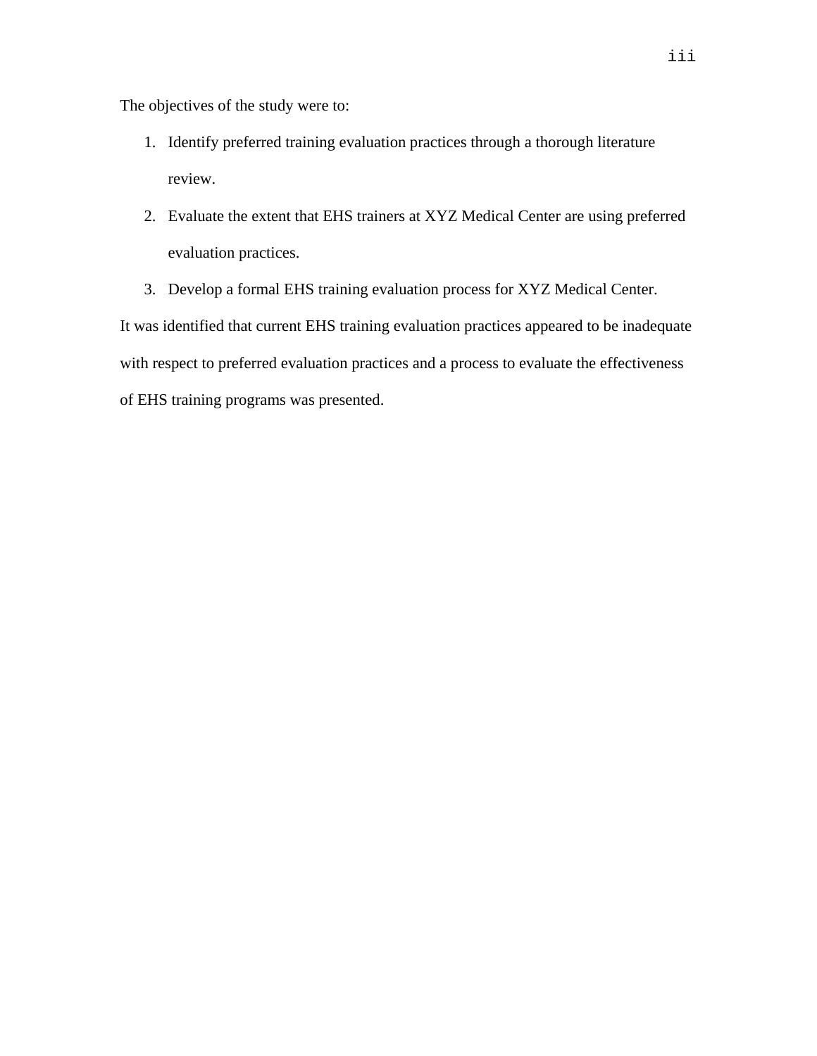The objectives of the study were to:

1. Identify preferred training evaluation practices through a thorough literature review.
2. Evaluate the extent that EHS trainers at XYZ Medical Center are using preferred evaluation practices.
3. Develop a formal EHS training evaluation process for XYZ Medical Center.

It was identified that current EHS training evaluation practices appeared to be inadequate with respect to preferred evaluation practices and a process to evaluate the effectiveness of EHS training programs was presented.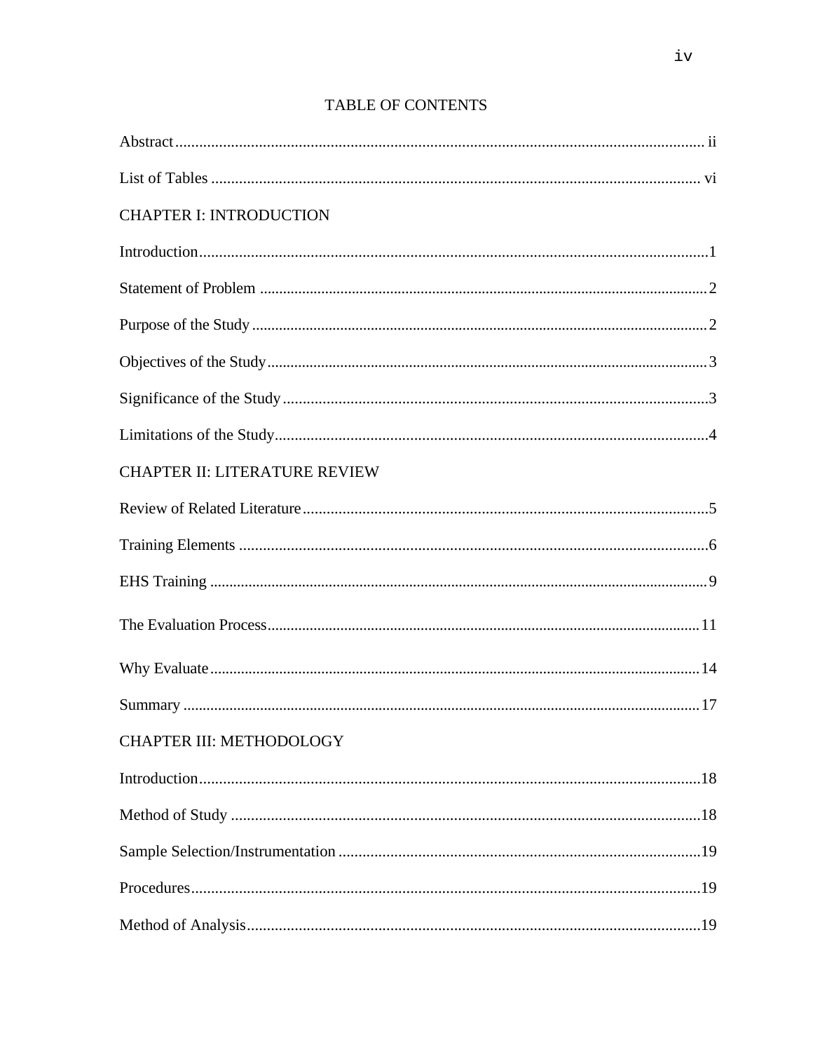# TABLE OF CONTENTS

Abstract ..................................................................................................................... ii

List of Tables ........................................................................................................... vi

CHAPTER I: INTRODUCTION

Introduction ................................................................................................................ 1

Statement of Problem .................................................................................................. 2

Purpose of the Study .................................................................................................... 2

Objectives of the Study ................................................................................................ 3

Significance of the Study ............................................................................................. 3

Limitations of the Study .............................................................................................. 4

CHAPTER II: LITERATURE REVIEW

Review of Related Literature ....................................................................................... 5

Training Elements ....................................................................................................... 6

EHS Training .............................................................................................................. 9

The Evaluation Process .............................................................................................. 11

Why Evaluate ............................................................................................................ 14

Summary ................................................................................................................... 17

CHAPTER III: METHODOLOGY

Introduction .............................................................................................................. 18

Method of Study ....................................................................................................... 18

Sample Selection/Instrumentation ........................................................................... 19

Procedures ................................................................................................................ 19

Method of Analysis ................................................................................................... 19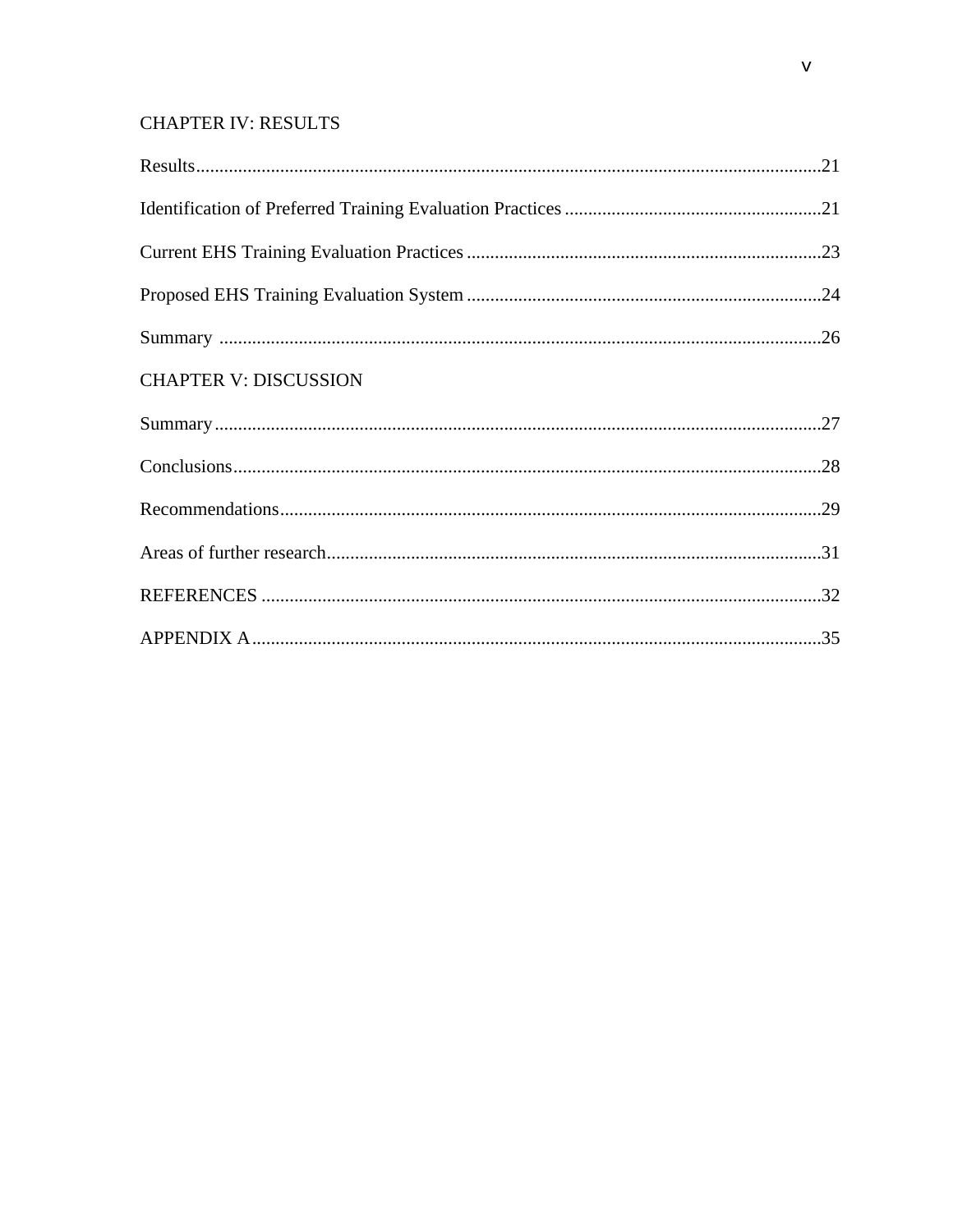CHAPTER IV: RESULTS

Results......................................................................................................................21

Identification of Preferred Training Evaluation Practices .......................................................21

Current EHS Training Evaluation Practices ............................................................................23

Proposed EHS Training Evaluation System ............................................................................24

Summary .................................................................................................................26

CHAPTER V: DISCUSSION

Summary.................................................................................................................27

Conclusions..............................................................................................................28

Recommendations....................................................................................................29

Areas of further research..........................................................................................31

REFERENCES ........................................................................................................32

APPENDIX A..........................................................................................................35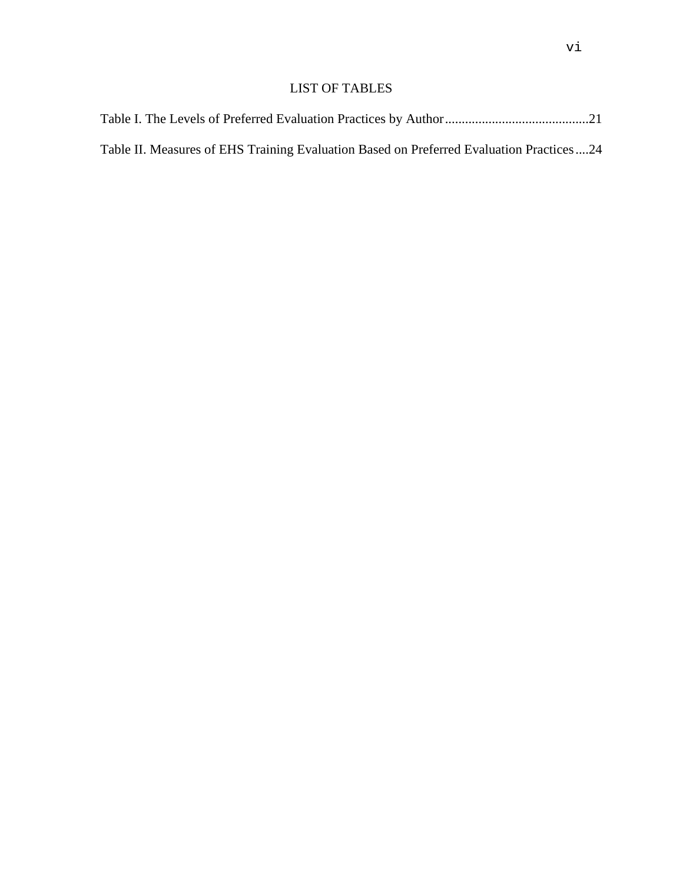# LIST OF TABLES

Table I. The Levels of Preferred Evaluation Practices by Author...........................................21

Table II. Measures of EHS Training Evaluation Based on Preferred Evaluation Practices....24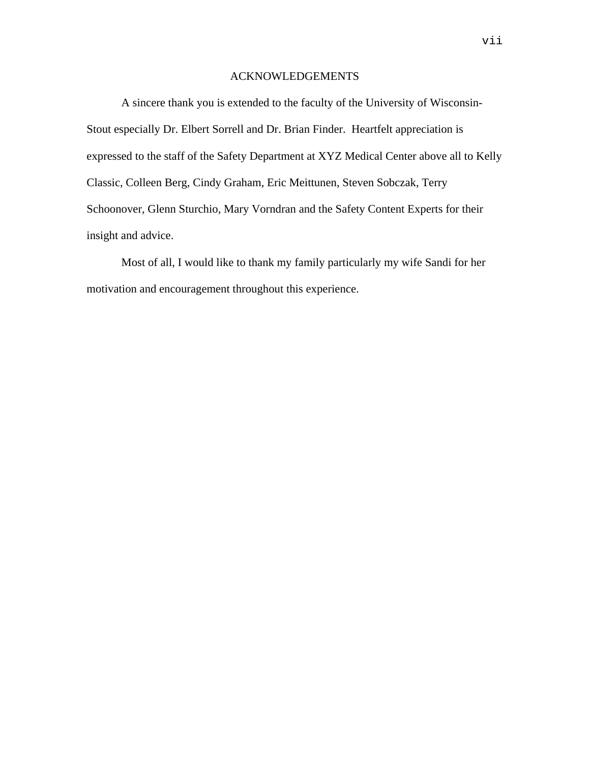# ACKNOWLEDGEMENTS

A sincere thank you is extended to the faculty of the University of Wisconsin-Stout especially Dr. Elbert Sorrell and Dr. Brian Finder. Heartfelt appreciation is expressed to the staff of the Safety Department at XYZ Medical Center above all to Kelly Classic, Colleen Berg, Cindy Graham, Eric Meittunen, Steven Sobczak, Terry Schoonover, Glenn Sturchio, Mary Vorndran and the Safety Content Experts for their insight and advice.

Most of all, I would like to thank my family particularly my wife Sandi for her motivation and encouragement throughout this experience.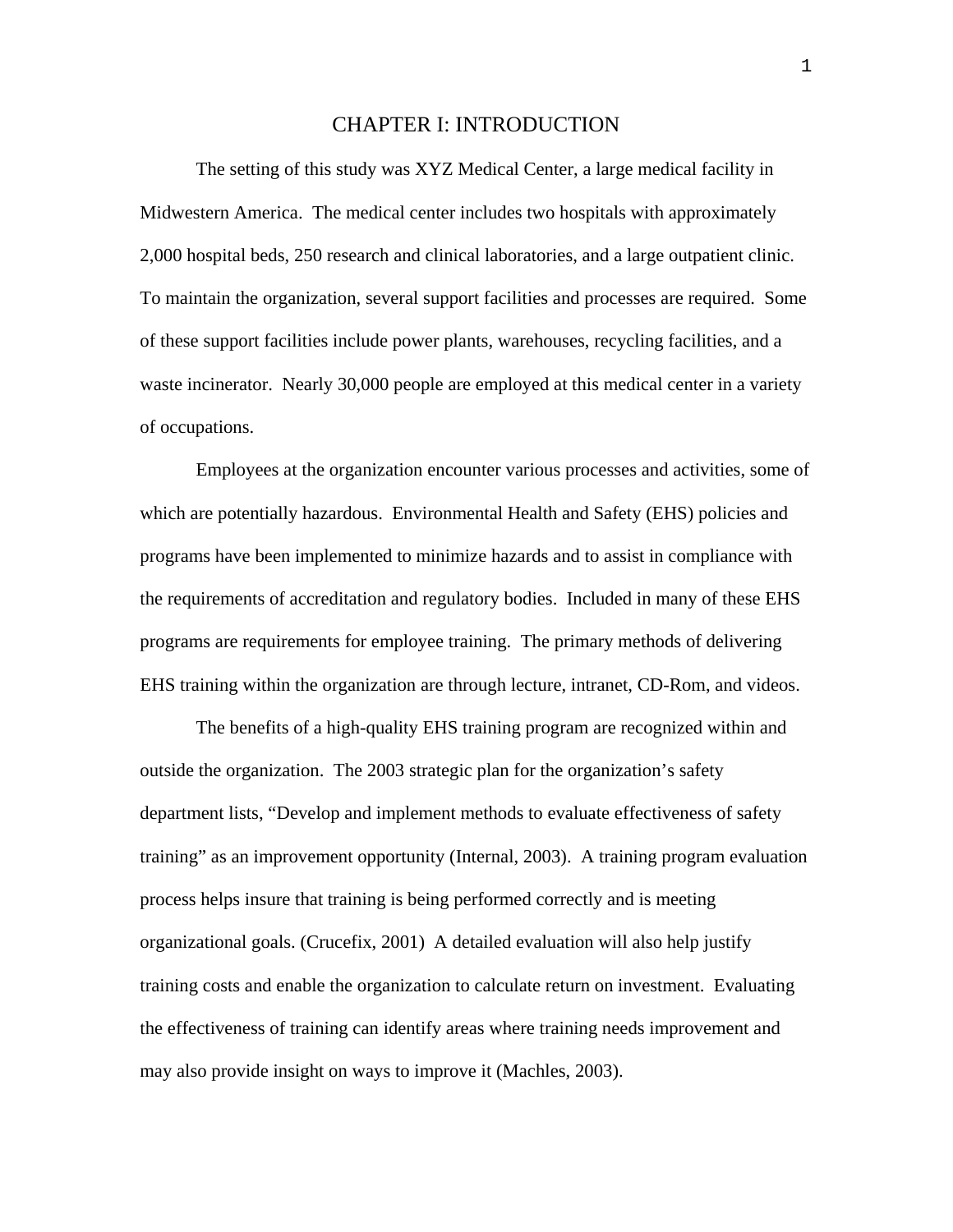# CHAPTER I: INTRODUCTION

The setting of this study was XYZ Medical Center, a large medical facility in Midwestern America. The medical center includes two hospitals with approximately 2,000 hospital beds, 250 research and clinical laboratories, and a large outpatient clinic. To maintain the organization, several support facilities and processes are required. Some of these support facilities include power plants, warehouses, recycling facilities, and a waste incinerator. Nearly 30,000 people are employed at this medical center in a variety of occupations.

Employees at the organization encounter various processes and activities, some of which are potentially hazardous. Environmental Health and Safety (EHS) policies and programs have been implemented to minimize hazards and to assist in compliance with the requirements of accreditation and regulatory bodies. Included in many of these EHS programs are requirements for employee training. The primary methods of delivering EHS training within the organization are through lecture, intranet, CD-Rom, and videos.

The benefits of a high-quality EHS training program are recognized within and outside the organization. The 2003 strategic plan for the organization's safety department lists, "Develop and implement methods to evaluate effectiveness of safety training" as an improvement opportunity (Internal, 2003). A training program evaluation process helps insure that training is being performed correctly and is meeting organizational goals. (Crucefix, 2001) A detailed evaluation will also help justify training costs and enable the organization to calculate return on investment. Evaluating the effectiveness of training can identify areas where training needs improvement and may also provide insight on ways to improve it (Machles, 2003).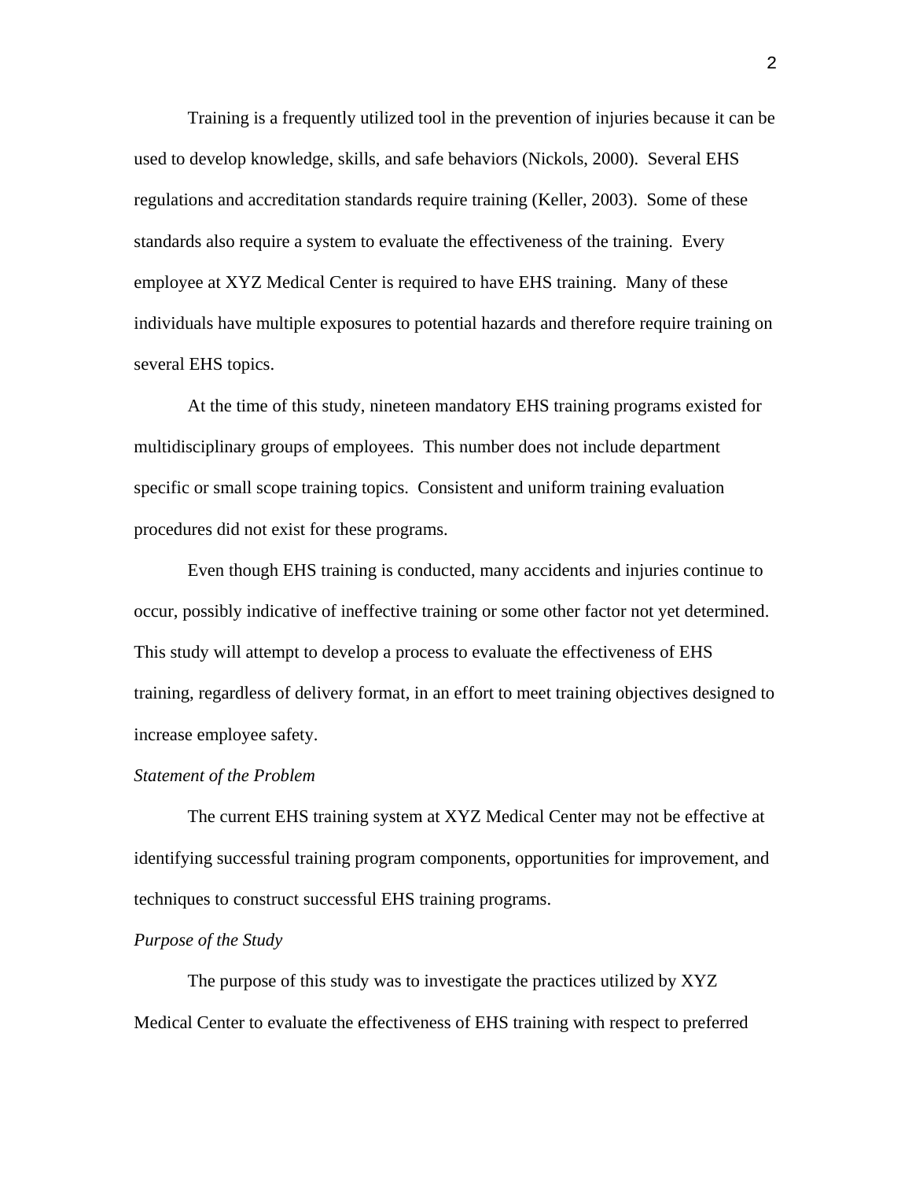Training is a frequently utilized tool in the prevention of injuries because it can be used to develop knowledge, skills, and safe behaviors (Nickols, 2000). Several EHS regulations and accreditation standards require training (Keller, 2003). Some of these standards also require a system to evaluate the effectiveness of the training. Every employee at XYZ Medical Center is required to have EHS training. Many of these individuals have multiple exposures to potential hazards and therefore require training on several EHS topics.

At the time of this study, nineteen mandatory EHS training programs existed for multidisciplinary groups of employees. This number does not include department specific or small scope training topics. Consistent and uniform training evaluation procedures did not exist for these programs.

Even though EHS training is conducted, many accidents and injuries continue to occur, possibly indicative of ineffective training or some other factor not yet determined. This study will attempt to develop a process to evaluate the effectiveness of EHS training, regardless of delivery format, in an effort to meet training objectives designed to increase employee safety.

*Statement of the Problem*

The current EHS training system at XYZ Medical Center may not be effective at identifying successful training program components, opportunities for improvement, and techniques to construct successful EHS training programs.

*Purpose of the Study*

The purpose of this study was to investigate the practices utilized by XYZ Medical Center to evaluate the effectiveness of EHS training with respect to preferred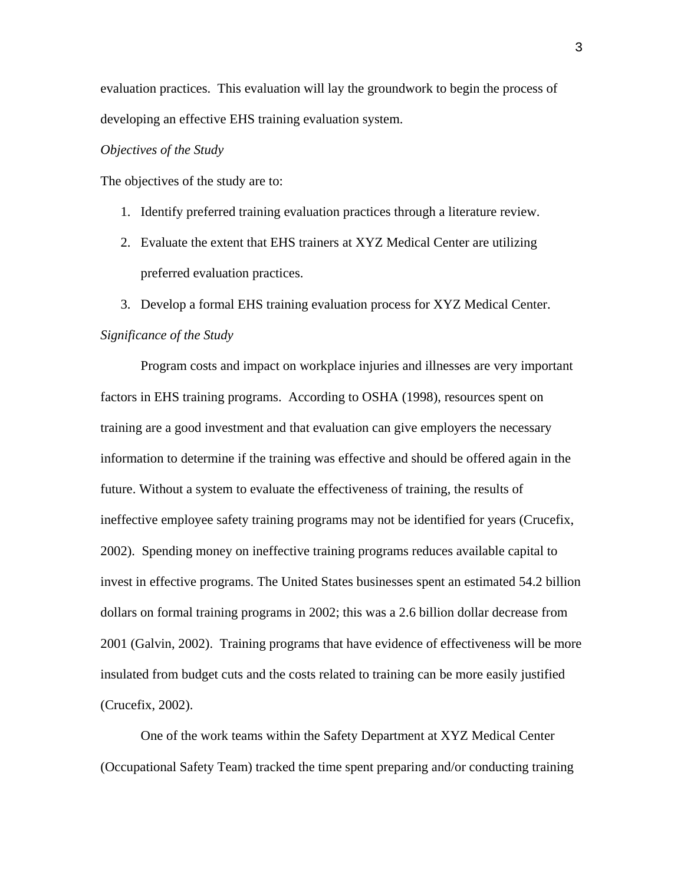evaluation practices. This evaluation will lay the groundwork to begin the process of developing an effective EHS training evaluation system.

*Objectives of the Study*

The objectives of the study are to:

1. Identify preferred training evaluation practices through a literature review.
2. Evaluate the extent that EHS trainers at XYZ Medical Center are utilizing preferred evaluation practices.
3. Develop a formal EHS training evaluation process for XYZ Medical Center.

*Significance of the Study*

Program costs and impact on workplace injuries and illnesses are very important factors in EHS training programs. According to OSHA (1998), resources spent on training are a good investment and that evaluation can give employers the necessary information to determine if the training was effective and should be offered again in the future. Without a system to evaluate the effectiveness of training, the results of ineffective employee safety training programs may not be identified for years (Crucefix, 2002). Spending money on ineffective training programs reduces available capital to invest in effective programs. The United States businesses spent an estimated 54.2 billion dollars on formal training programs in 2002; this was a 2.6 billion dollar decrease from 2001 (Galvin, 2002). Training programs that have evidence of effectiveness will be more insulated from budget cuts and the costs related to training can be more easily justified (Crucefix, 2002).

One of the work teams within the Safety Department at XYZ Medical Center (Occupational Safety Team) tracked the time spent preparing and/or conducting training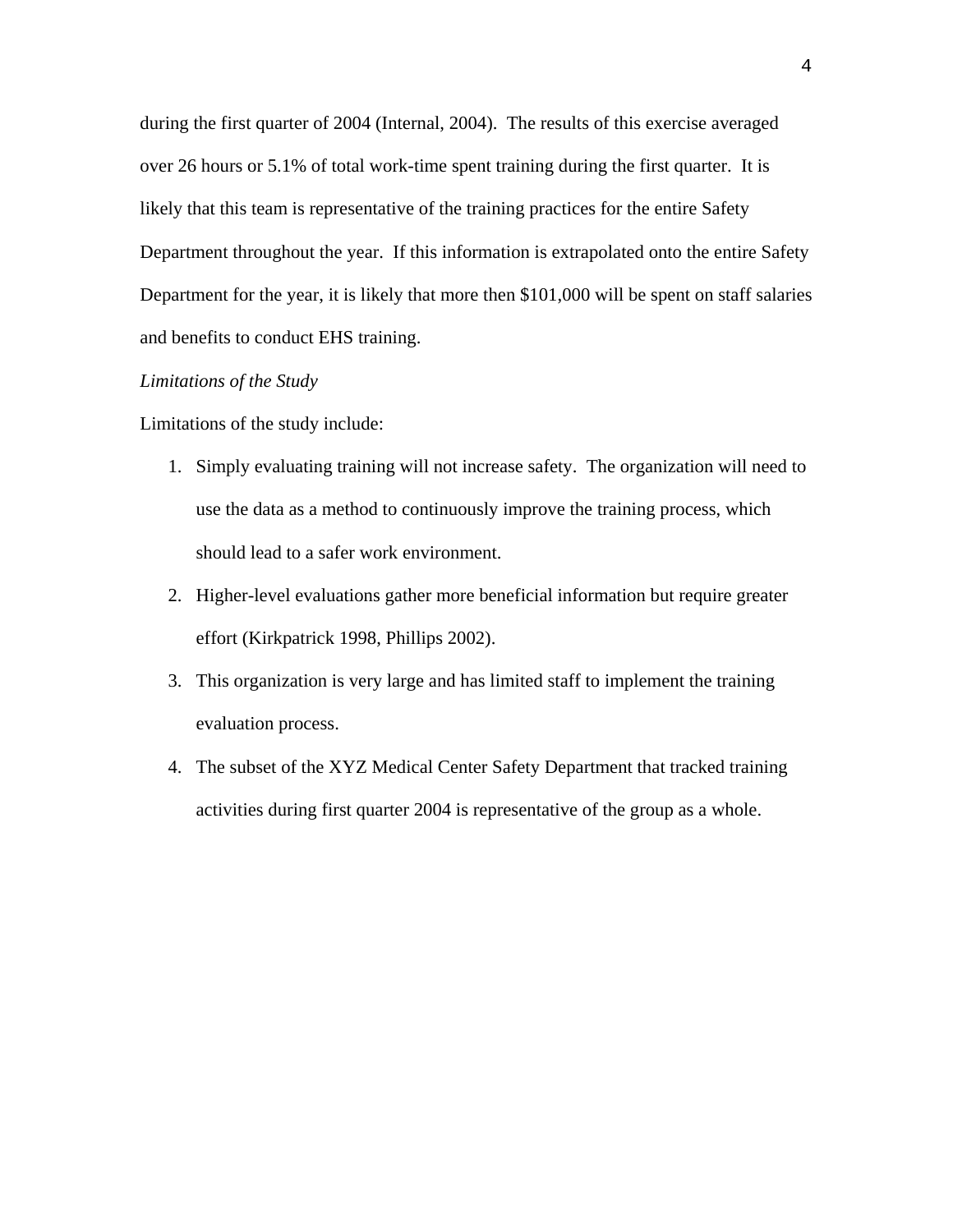during the first quarter of 2004 (Internal, 2004). The results of this exercise averaged over 26 hours or 5.1% of total work-time spent training during the first quarter. It is likely that this team is representative of the training practices for the entire Safety Department throughout the year. If this information is extrapolated onto the entire Safety Department for the year, it is likely that more then $101,000 will be spent on staff salaries and benefits to conduct EHS training.

*Limitations of the Study*

Limitations of the study include:

1. Simply evaluating training will not increase safety. The organization will need to use the data as a method to continuously improve the training process, which should lead to a safer work environment.
2. Higher-level evaluations gather more beneficial information but require greater effort (Kirkpatrick 1998, Phillips 2002).
3. This organization is very large and has limited staff to implement the training evaluation process.
4. The subset of the XYZ Medical Center Safety Department that tracked training activities during first quarter 2004 is representative of the group as a whole.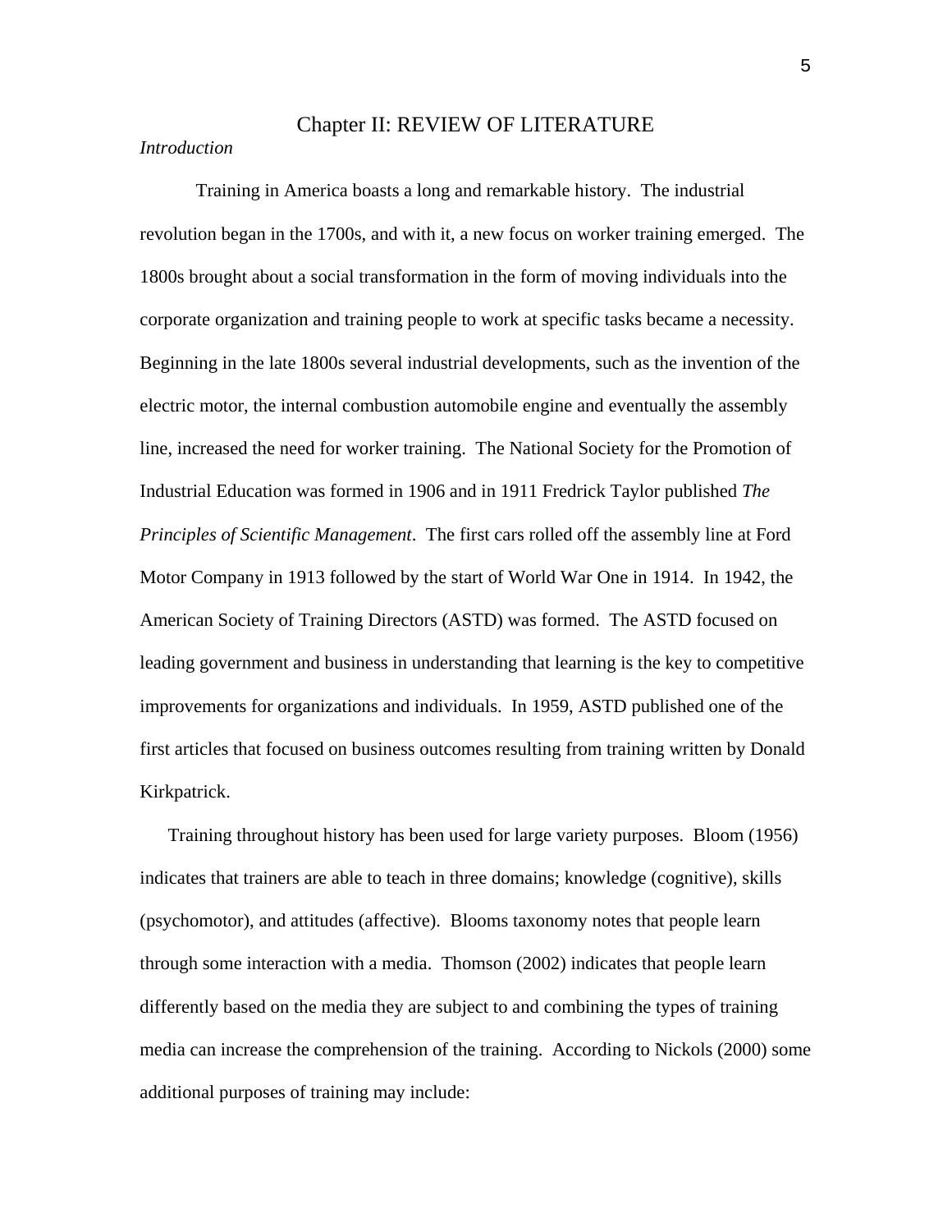# Chapter II: REVIEW OF LITERATURE

*Introduction*

Training in America boasts a long and remarkable history. The industrial revolution began in the 1700s, and with it, a new focus on worker training emerged. The 1800s brought about a social transformation in the form of moving individuals into the corporate organization and training people to work at specific tasks became a necessity. Beginning in the late 1800s several industrial developments, such as the invention of the electric motor, the internal combustion automobile engine and eventually the assembly line, increased the need for worker training. The National Society for the Promotion of Industrial Education was formed in 1906 and in 1911 Fredrick Taylor published *The Principles of Scientific Management*. The first cars rolled off the assembly line at Ford Motor Company in 1913 followed by the start of World War One in 1914. In 1942, the American Society of Training Directors (ASTD) was formed. The ASTD focused on leading government and business in understanding that learning is the key to competitive improvements for organizations and individuals. In 1959, ASTD published one of the first articles that focused on business outcomes resulting from training written by Donald Kirkpatrick.

Training throughout history has been used for large variety purposes. Bloom (1956) indicates that trainers are able to teach in three domains; knowledge (cognitive), skills (psychomotor), and attitudes (affective). Blooms taxonomy notes that people learn through some interaction with a media. Thomson (2002) indicates that people learn differently based on the media they are subject to and combining the types of training media can increase the comprehension of the training. According to Nickols (2000) some additional purposes of training may include: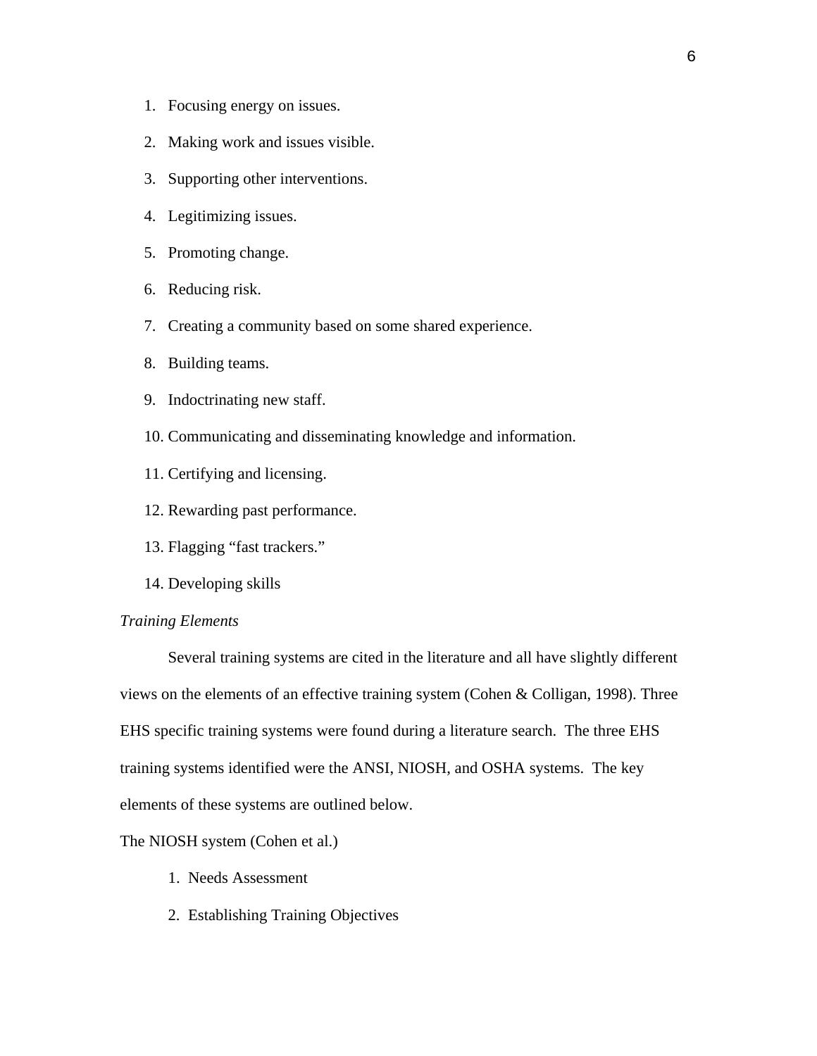1. Focusing energy on issues.
2. Making work and issues visible.
3. Supporting other interventions.
4. Legitimizing issues.
5. Promoting change.
6. Reducing risk.
7. Creating a community based on some shared experience.
8. Building teams.
9. Indoctrinating new staff.
10. Communicating and disseminating knowledge and information.
11. Certifying and licensing.
12. Rewarding past performance.
13. Flagging "fast trackers."
14. Developing skills

*Training Elements*

Several training systems are cited in the literature and all have slightly different views on the elements of an effective training system (Cohen & Colligan, 1998). Three EHS specific training systems were found during a literature search. The three EHS training systems identified were the ANSI, NIOSH, and OSHA systems. The key elements of these systems are outlined below.

The NIOSH system (Cohen et al.)

1. Needs Assessment
2. Establishing Training Objectives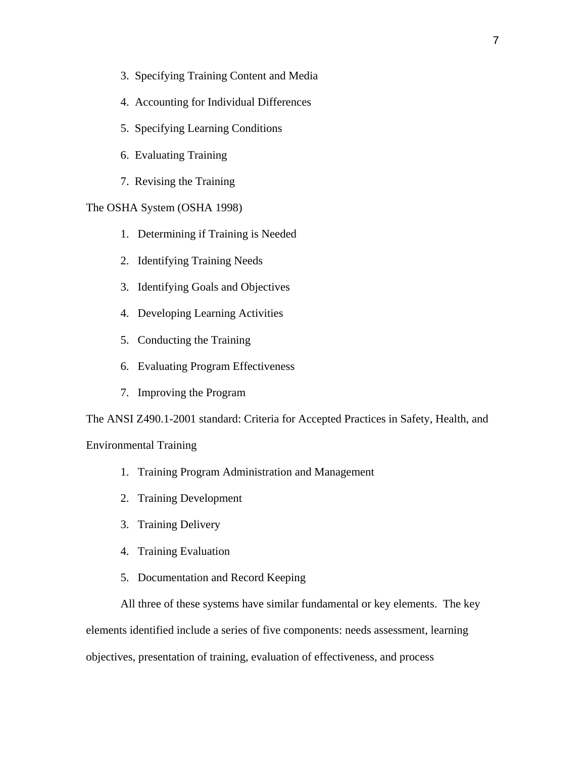3. Specifying Training Content and Media
4. Accounting for Individual Differences
5. Specifying Learning Conditions
6. Evaluating Training
7. Revising the Training

The OSHA System (OSHA 1998)

1. Determining if Training is Needed
2. Identifying Training Needs
3. Identifying Goals and Objectives
4. Developing Learning Activities
5. Conducting the Training
6. Evaluating Program Effectiveness
7. Improving the Program

The ANSI Z490.1-2001 standard: Criteria for Accepted Practices in Safety, Health, and Environmental Training

1. Training Program Administration and Management
2. Training Development
3. Training Delivery
4. Training Evaluation
5. Documentation and Record Keeping

All three of these systems have similar fundamental or key elements. The key elements identified include a series of five components: needs assessment, learning objectives, presentation of training, evaluation of effectiveness, and process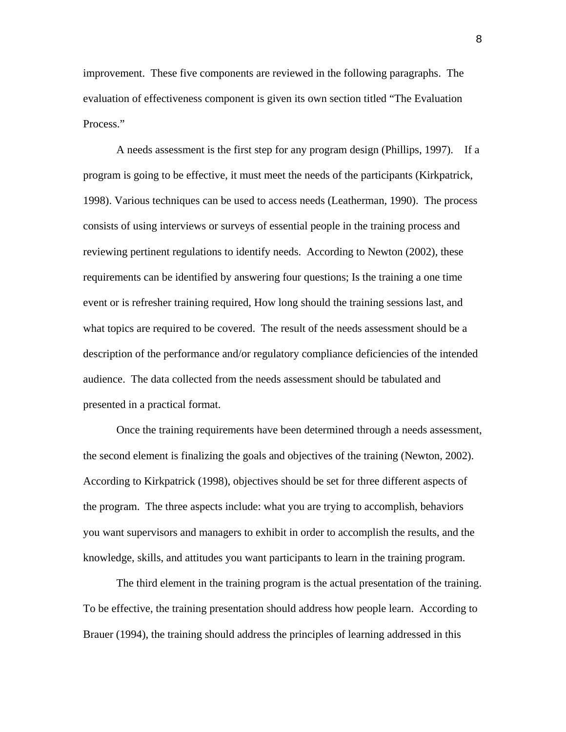improvement. These five components are reviewed in the following paragraphs. The evaluation of effectiveness component is given its own section titled "The Evaluation Process."

A needs assessment is the first step for any program design (Phillips, 1997). If a program is going to be effective, it must meet the needs of the participants (Kirkpatrick, 1998). Various techniques can be used to access needs (Leatherman, 1990). The process consists of using interviews or surveys of essential people in the training process and reviewing pertinent regulations to identify needs. According to Newton (2002), these requirements can be identified by answering four questions; Is the training a one time event or is refresher training required, How long should the training sessions last, and what topics are required to be covered. The result of the needs assessment should be a description of the performance and/or regulatory compliance deficiencies of the intended audience. The data collected from the needs assessment should be tabulated and presented in a practical format.

Once the training requirements have been determined through a needs assessment, the second element is finalizing the goals and objectives of the training (Newton, 2002). According to Kirkpatrick (1998), objectives should be set for three different aspects of the program. The three aspects include: what you are trying to accomplish, behaviors you want supervisors and managers to exhibit in order to accomplish the results, and the knowledge, skills, and attitudes you want participants to learn in the training program.

The third element in the training program is the actual presentation of the training. To be effective, the training presentation should address how people learn. According to Brauer (1994), the training should address the principles of learning addressed in this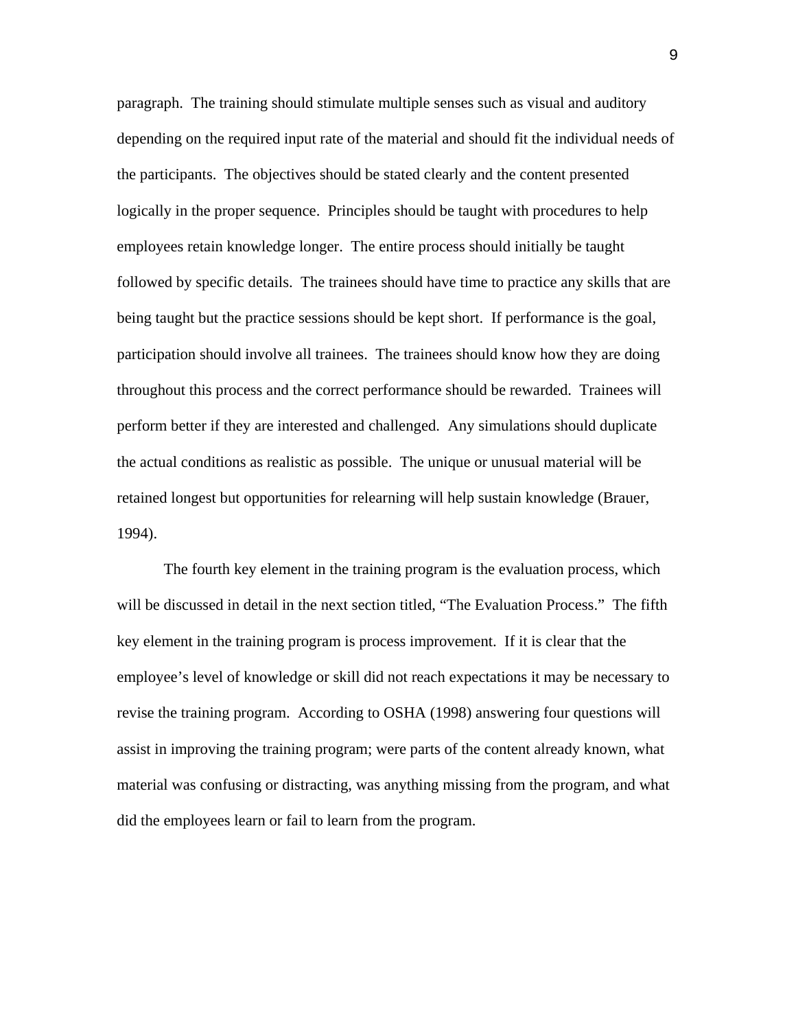paragraph. The training should stimulate multiple senses such as visual and auditory depending on the required input rate of the material and should fit the individual needs of the participants. The objectives should be stated clearly and the content presented logically in the proper sequence. Principles should be taught with procedures to help employees retain knowledge longer. The entire process should initially be taught followed by specific details. The trainees should have time to practice any skills that are being taught but the practice sessions should be kept short. If performance is the goal, participation should involve all trainees. The trainees should know how they are doing throughout this process and the correct performance should be rewarded. Trainees will perform better if they are interested and challenged. Any simulations should duplicate the actual conditions as realistic as possible. The unique or unusual material will be retained longest but opportunities for relearning will help sustain knowledge (Brauer, 1994).

The fourth key element in the training program is the evaluation process, which will be discussed in detail in the next section titled, "The Evaluation Process." The fifth key element in the training program is process improvement. If it is clear that the employee's level of knowledge or skill did not reach expectations it may be necessary to revise the training program. According to OSHA (1998) answering four questions will assist in improving the training program; were parts of the content already known, what material was confusing or distracting, was anything missing from the program, and what did the employees learn or fail to learn from the program.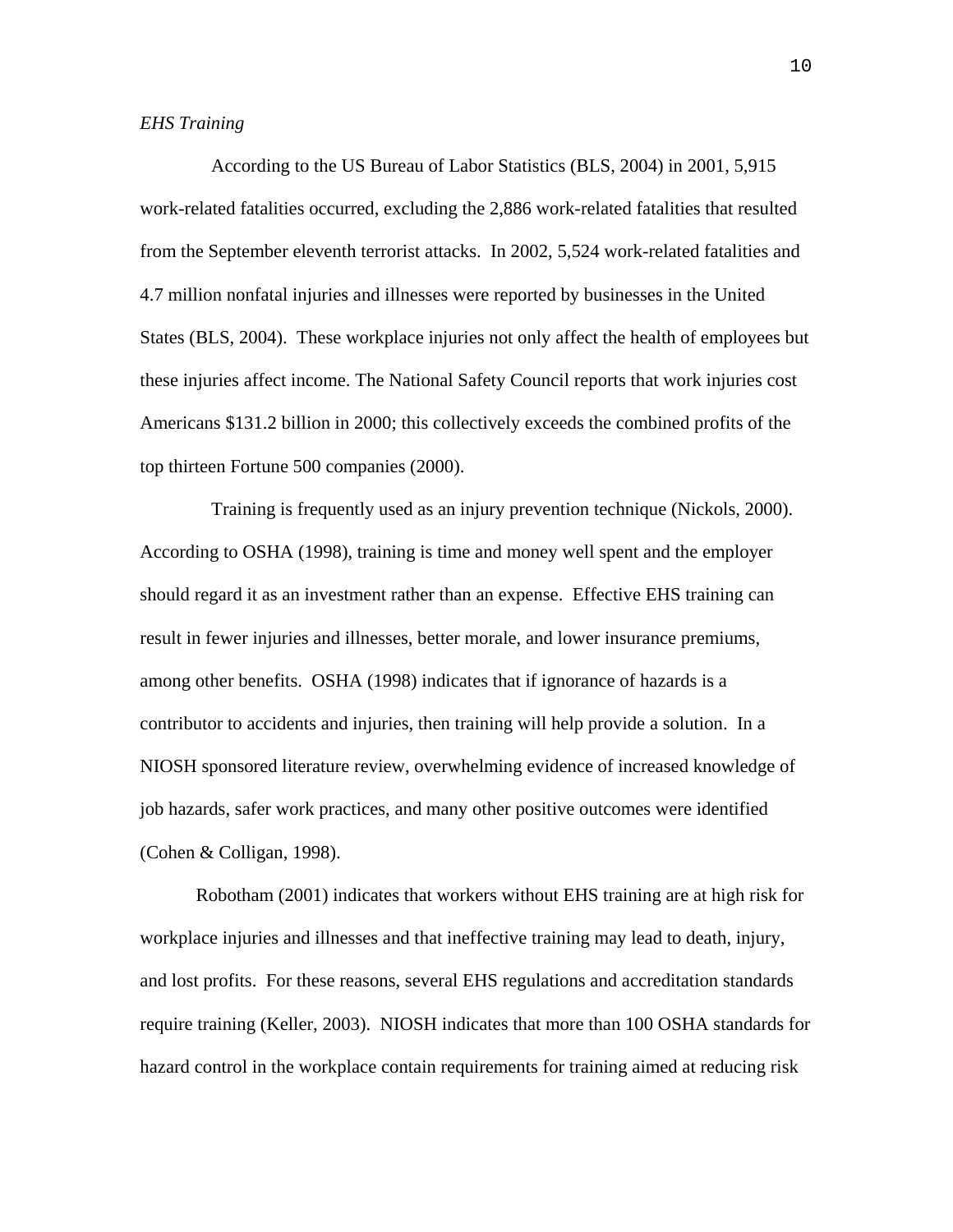*EHS Training*

According to the US Bureau of Labor Statistics (BLS, 2004) in 2001, 5,915 work-related fatalities occurred, excluding the 2,886 work-related fatalities that resulted from the September eleventh terrorist attacks. In 2002, 5,524 work-related fatalities and 4.7 million nonfatal injuries and illnesses were reported by businesses in the United States (BLS, 2004). These workplace injuries not only affect the health of employees but these injuries affect income. The National Safety Council reports that work injuries cost Americans $131.2 billion in 2000; this collectively exceeds the combined profits of the top thirteen Fortune 500 companies (2000).

Training is frequently used as an injury prevention technique (Nickols, 2000). According to OSHA (1998), training is time and money well spent and the employer should regard it as an investment rather than an expense. Effective EHS training can result in fewer injuries and illnesses, better morale, and lower insurance premiums, among other benefits. OSHA (1998) indicates that if ignorance of hazards is a contributor to accidents and injuries, then training will help provide a solution. In a NIOSH sponsored literature review, overwhelming evidence of increased knowledge of job hazards, safer work practices, and many other positive outcomes were identified (Cohen & Colligan, 1998).

Robotham (2001) indicates that workers without EHS training are at high risk for workplace injuries and illnesses and that ineffective training may lead to death, injury, and lost profits. For these reasons, several EHS regulations and accreditation standards require training (Keller, 2003). NIOSH indicates that more than 100 OSHA standards for hazard control in the workplace contain requirements for training aimed at reducing risk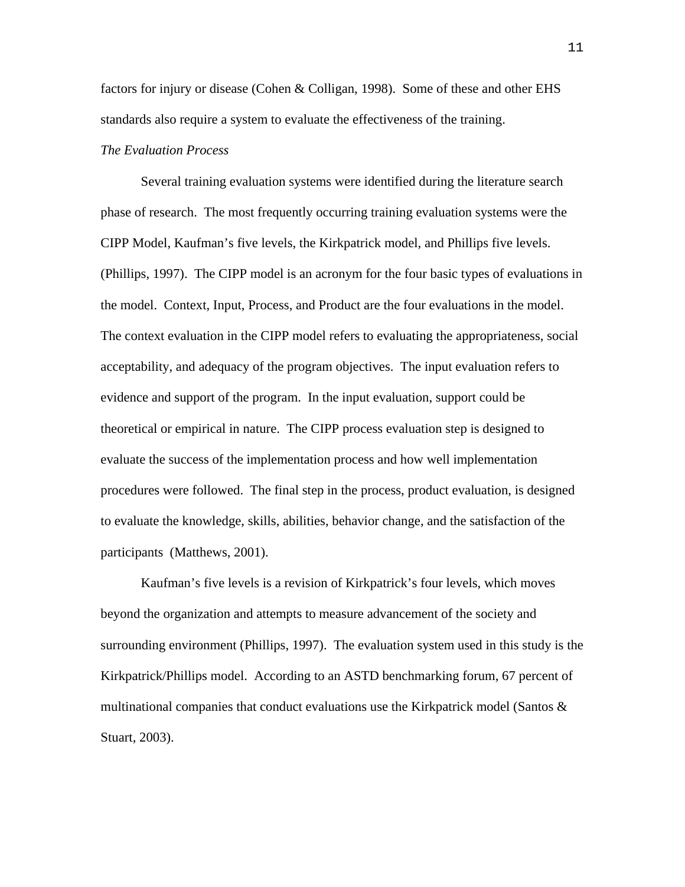factors for injury or disease (Cohen & Colligan, 1998). Some of these and other EHS standards also require a system to evaluate the effectiveness of the training.

*The Evaluation Process*

Several training evaluation systems were identified during the literature search phase of research. The most frequently occurring training evaluation systems were the CIPP Model, Kaufman's five levels, the Kirkpatrick model, and Phillips five levels. (Phillips, 1997). The CIPP model is an acronym for the four basic types of evaluations in the model. Context, Input, Process, and Product are the four evaluations in the model. The context evaluation in the CIPP model refers to evaluating the appropriateness, social acceptability, and adequacy of the program objectives. The input evaluation refers to evidence and support of the program. In the input evaluation, support could be theoretical or empirical in nature. The CIPP process evaluation step is designed to evaluate the success of the implementation process and how well implementation procedures were followed. The final step in the process, product evaluation, is designed to evaluate the knowledge, skills, abilities, behavior change, and the satisfaction of the participants (Matthews, 2001).

Kaufman's five levels is a revision of Kirkpatrick's four levels, which moves beyond the organization and attempts to measure advancement of the society and surrounding environment (Phillips, 1997). The evaluation system used in this study is the Kirkpatrick/Phillips model. According to an ASTD benchmarking forum, 67 percent of multinational companies that conduct evaluations use the Kirkpatrick model (Santos & Stuart, 2003).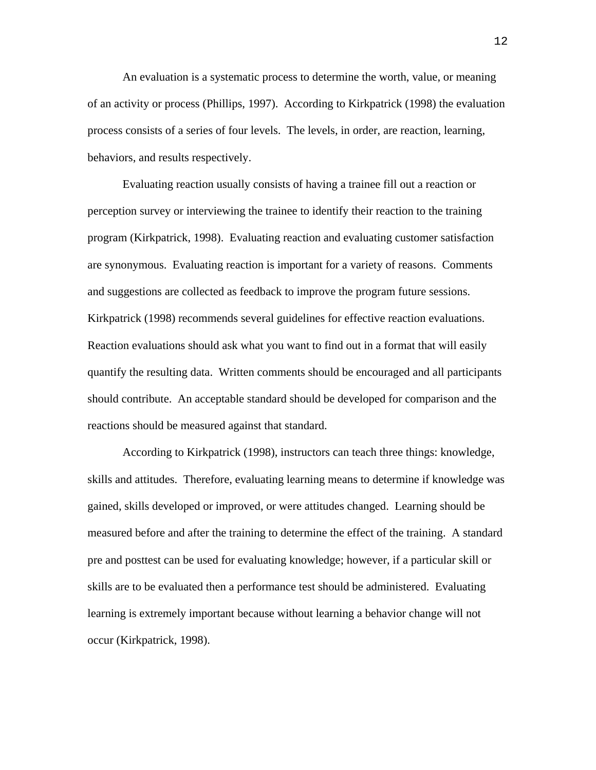An evaluation is a systematic process to determine the worth, value, or meaning of an activity or process (Phillips, 1997). According to Kirkpatrick (1998) the evaluation process consists of a series of four levels. The levels, in order, are reaction, learning, behaviors, and results respectively.

Evaluating reaction usually consists of having a trainee fill out a reaction or perception survey or interviewing the trainee to identify their reaction to the training program (Kirkpatrick, 1998). Evaluating reaction and evaluating customer satisfaction are synonymous. Evaluating reaction is important for a variety of reasons. Comments and suggestions are collected as feedback to improve the program future sessions. Kirkpatrick (1998) recommends several guidelines for effective reaction evaluations. Reaction evaluations should ask what you want to find out in a format that will easily quantify the resulting data. Written comments should be encouraged and all participants should contribute. An acceptable standard should be developed for comparison and the reactions should be measured against that standard.

According to Kirkpatrick (1998), instructors can teach three things: knowledge, skills and attitudes. Therefore, evaluating learning means to determine if knowledge was gained, skills developed or improved, or were attitudes changed. Learning should be measured before and after the training to determine the effect of the training. A standard pre and posttest can be used for evaluating knowledge; however, if a particular skill or skills are to be evaluated then a performance test should be administered. Evaluating learning is extremely important because without learning a behavior change will not occur (Kirkpatrick, 1998).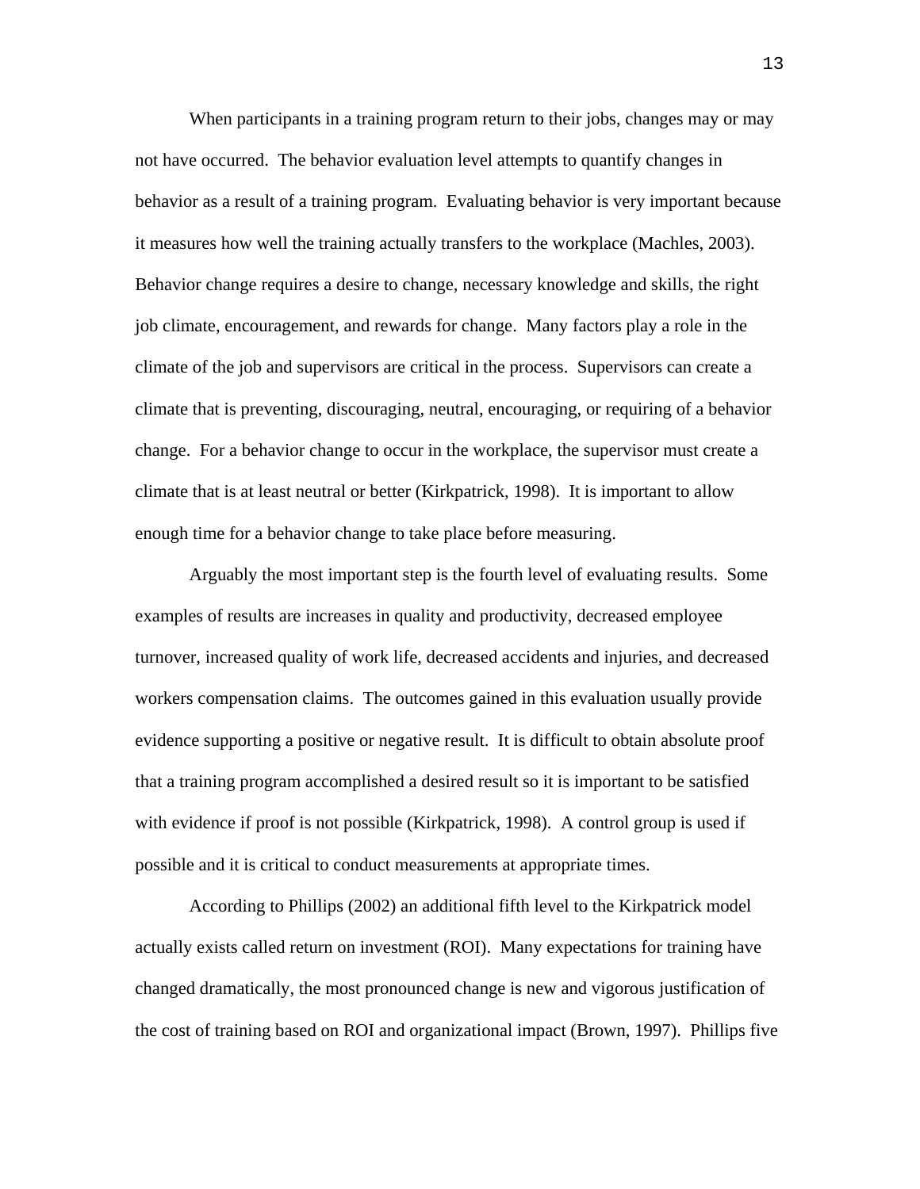When participants in a training program return to their jobs, changes may or may not have occurred. The behavior evaluation level attempts to quantify changes in behavior as a result of a training program. Evaluating behavior is very important because it measures how well the training actually transfers to the workplace (Machles, 2003). Behavior change requires a desire to change, necessary knowledge and skills, the right job climate, encouragement, and rewards for change. Many factors play a role in the climate of the job and supervisors are critical in the process. Supervisors can create a climate that is preventing, discouraging, neutral, encouraging, or requiring of a behavior change. For a behavior change to occur in the workplace, the supervisor must create a climate that is at least neutral or better (Kirkpatrick, 1998). It is important to allow enough time for a behavior change to take place before measuring.

Arguably the most important step is the fourth level of evaluating results. Some examples of results are increases in quality and productivity, decreased employee turnover, increased quality of work life, decreased accidents and injuries, and decreased workers compensation claims. The outcomes gained in this evaluation usually provide evidence supporting a positive or negative result. It is difficult to obtain absolute proof that a training program accomplished a desired result so it is important to be satisfied with evidence if proof is not possible (Kirkpatrick, 1998). A control group is used if possible and it is critical to conduct measurements at appropriate times.

According to Phillips (2002) an additional fifth level to the Kirkpatrick model actually exists called return on investment (ROI). Many expectations for training have changed dramatically, the most pronounced change is new and vigorous justification of the cost of training based on ROI and organizational impact (Brown, 1997). Phillips five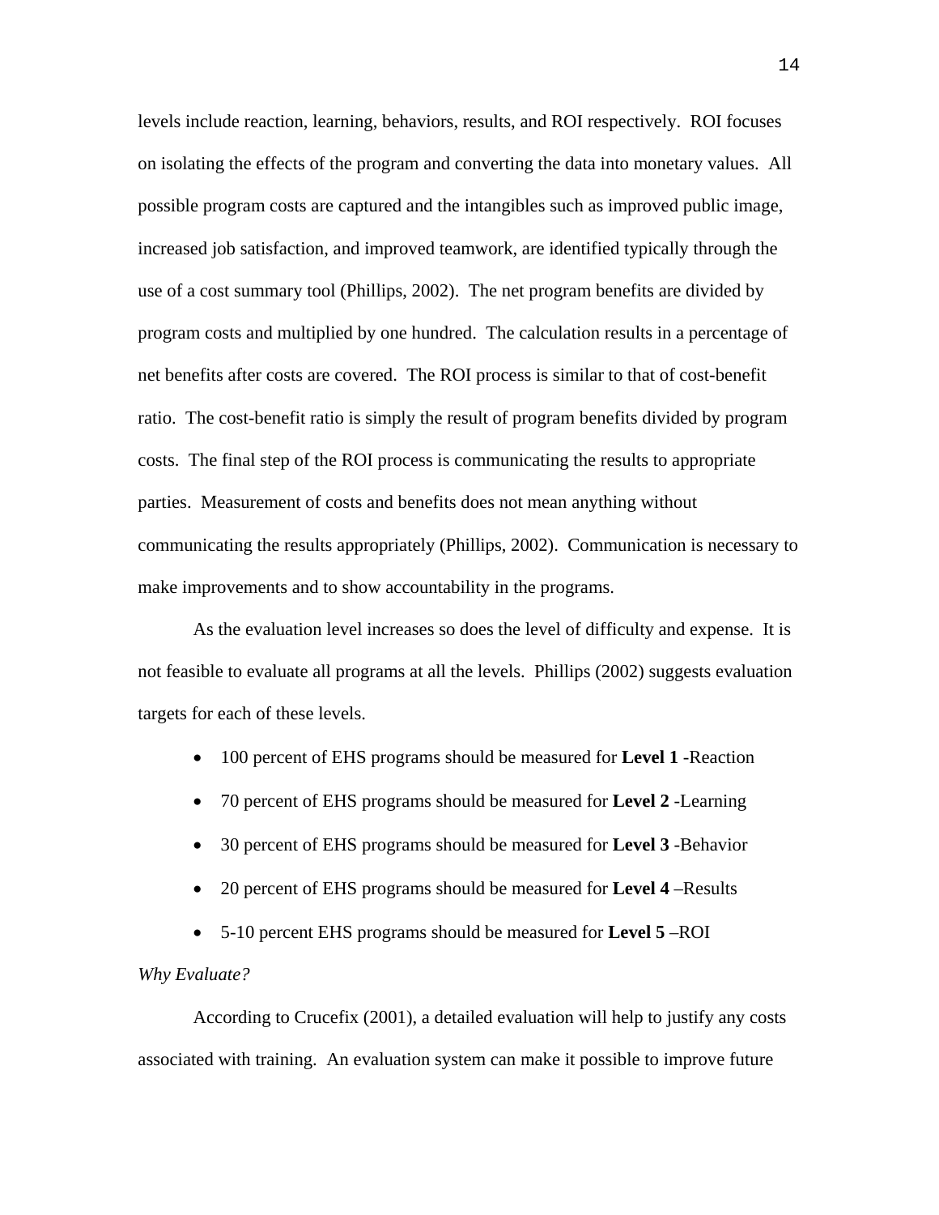levels include reaction, learning, behaviors, results, and ROI respectively. ROI focuses on isolating the effects of the program and converting the data into monetary values. All possible program costs are captured and the intangibles such as improved public image, increased job satisfaction, and improved teamwork, are identified typically through the use of a cost summary tool (Phillips, 2002). The net program benefits are divided by program costs and multiplied by one hundred. The calculation results in a percentage of net benefits after costs are covered. The ROI process is similar to that of cost-benefit ratio. The cost-benefit ratio is simply the result of program benefits divided by program costs. The final step of the ROI process is communicating the results to appropriate parties. Measurement of costs and benefits does not mean anything without communicating the results appropriately (Phillips, 2002). Communication is necessary to make improvements and to show accountability in the programs.

As the evaluation level increases so does the level of difficulty and expense. It is not feasible to evaluate all programs at all the levels. Phillips (2002) suggests evaluation targets for each of these levels.

- 100 percent of EHS programs should be measured for **Level 1** -Reaction
- 70 percent of EHS programs should be measured for **Level 2** -Learning
- 30 percent of EHS programs should be measured for **Level 3** -Behavior
- 20 percent of EHS programs should be measured for **Level 4** –Results
- 5-10 percent EHS programs should be measured for **Level 5** –ROI

*Why Evaluate?*

According to Crucefix (2001), a detailed evaluation will help to justify any costs associated with training. An evaluation system can make it possible to improve future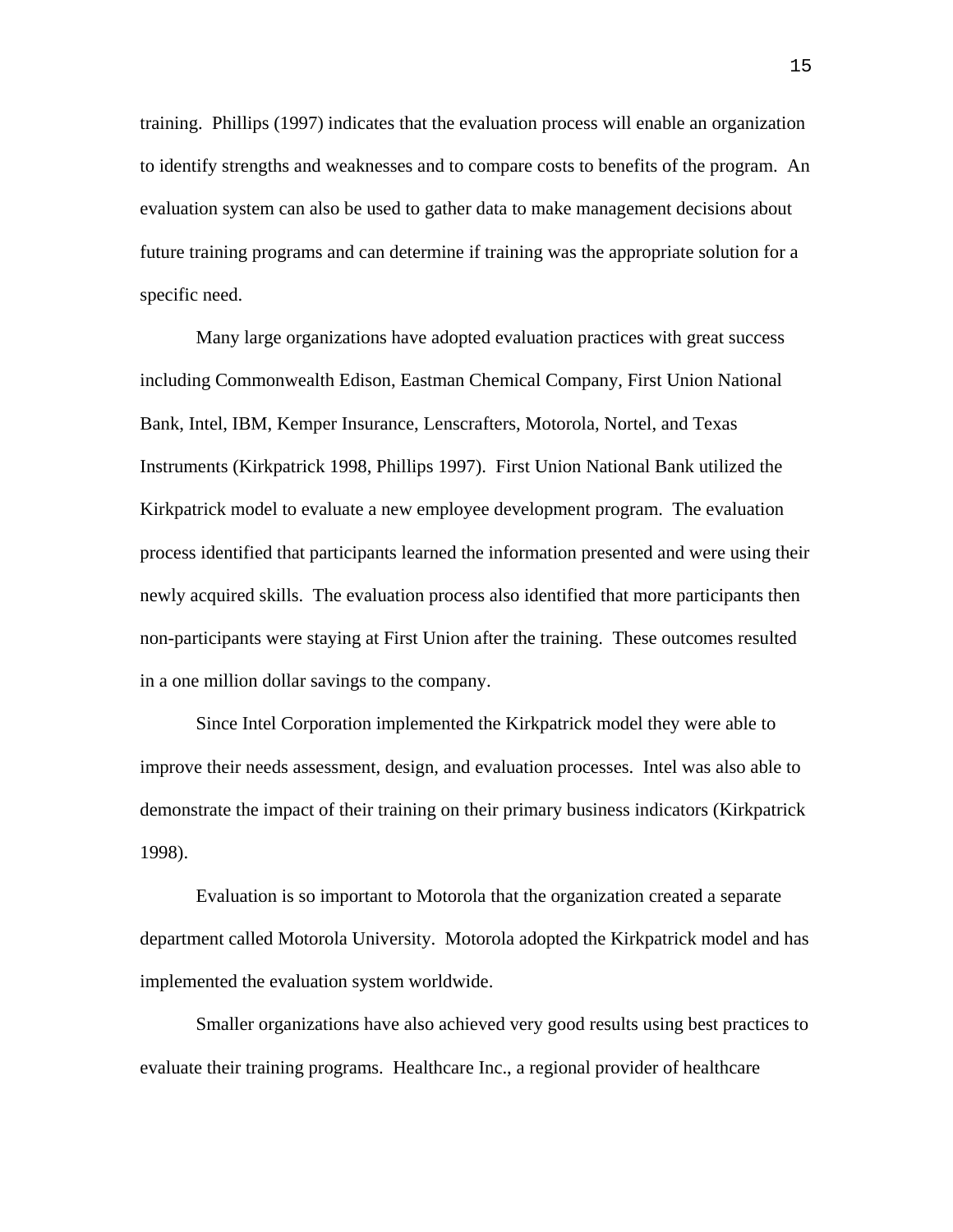training. Phillips (1997) indicates that the evaluation process will enable an organization to identify strengths and weaknesses and to compare costs to benefits of the program. An evaluation system can also be used to gather data to make management decisions about future training programs and can determine if training was the appropriate solution for a specific need.

Many large organizations have adopted evaluation practices with great success including Commonwealth Edison, Eastman Chemical Company, First Union National Bank, Intel, IBM, Kemper Insurance, Lenscrafters, Motorola, Nortel, and Texas Instruments (Kirkpatrick 1998, Phillips 1997). First Union National Bank utilized the Kirkpatrick model to evaluate a new employee development program. The evaluation process identified that participants learned the information presented and were using their newly acquired skills. The evaluation process also identified that more participants then non-participants were staying at First Union after the training. These outcomes resulted in a one million dollar savings to the company.

Since Intel Corporation implemented the Kirkpatrick model they were able to improve their needs assessment, design, and evaluation processes. Intel was also able to demonstrate the impact of their training on their primary business indicators (Kirkpatrick 1998).

Evaluation is so important to Motorola that the organization created a separate department called Motorola University. Motorola adopted the Kirkpatrick model and has implemented the evaluation system worldwide.

Smaller organizations have also achieved very good results using best practices to evaluate their training programs. Healthcare Inc., a regional provider of healthcare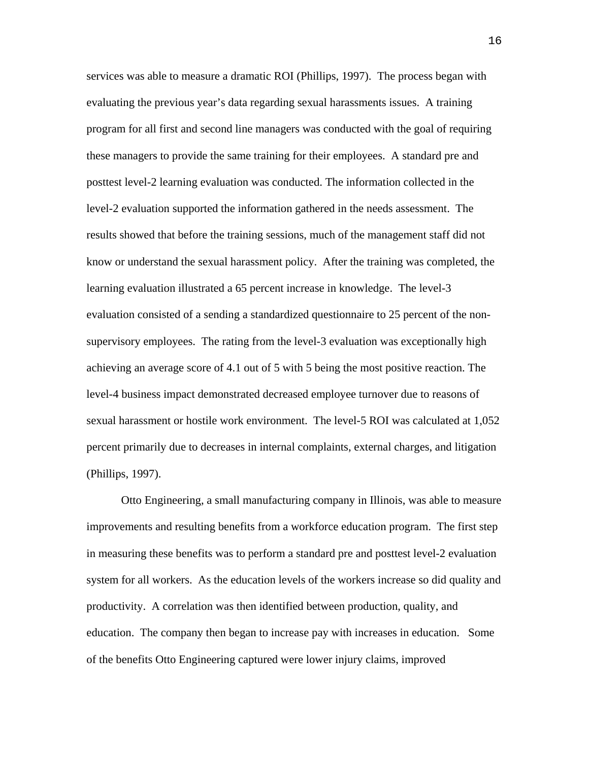services was able to measure a dramatic ROI (Phillips, 1997). The process began with evaluating the previous year's data regarding sexual harassments issues. A training program for all first and second line managers was conducted with the goal of requiring these managers to provide the same training for their employees. A standard pre and posttest level-2 learning evaluation was conducted. The information collected in the level-2 evaluation supported the information gathered in the needs assessment. The results showed that before the training sessions, much of the management staff did not know or understand the sexual harassment policy. After the training was completed, the learning evaluation illustrated a 65 percent increase in knowledge. The level-3 evaluation consisted of a sending a standardized questionnaire to 25 percent of the non-supervisory employees. The rating from the level-3 evaluation was exceptionally high achieving an average score of 4.1 out of 5 with 5 being the most positive reaction. The level-4 business impact demonstrated decreased employee turnover due to reasons of sexual harassment or hostile work environment. The level-5 ROI was calculated at 1,052 percent primarily due to decreases in internal complaints, external charges, and litigation (Phillips, 1997).

Otto Engineering, a small manufacturing company in Illinois, was able to measure improvements and resulting benefits from a workforce education program. The first step in measuring these benefits was to perform a standard pre and posttest level-2 evaluation system for all workers. As the education levels of the workers increase so did quality and productivity. A correlation was then identified between production, quality, and education. The company then began to increase pay with increases in education. Some of the benefits Otto Engineering captured were lower injury claims, improved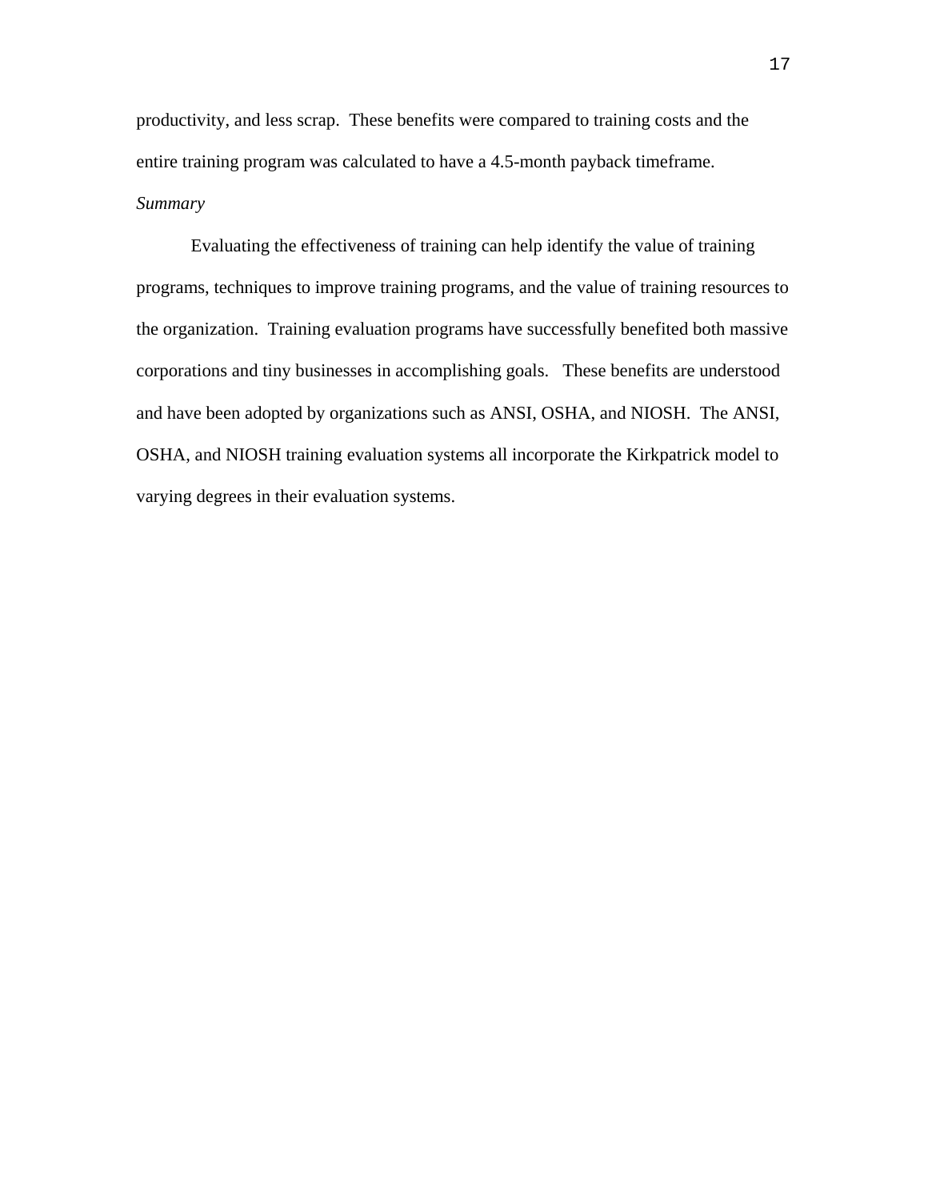productivity, and less scrap. These benefits were compared to training costs and the entire training program was calculated to have a 4.5-month payback timeframe.

*Summary*

Evaluating the effectiveness of training can help identify the value of training programs, techniques to improve training programs, and the value of training resources to the organization. Training evaluation programs have successfully benefited both massive corporations and tiny businesses in accomplishing goals. These benefits are understood and have been adopted by organizations such as ANSI, OSHA, and NIOSH. The ANSI, OSHA, and NIOSH training evaluation systems all incorporate the Kirkpatrick model to varying degrees in their evaluation systems.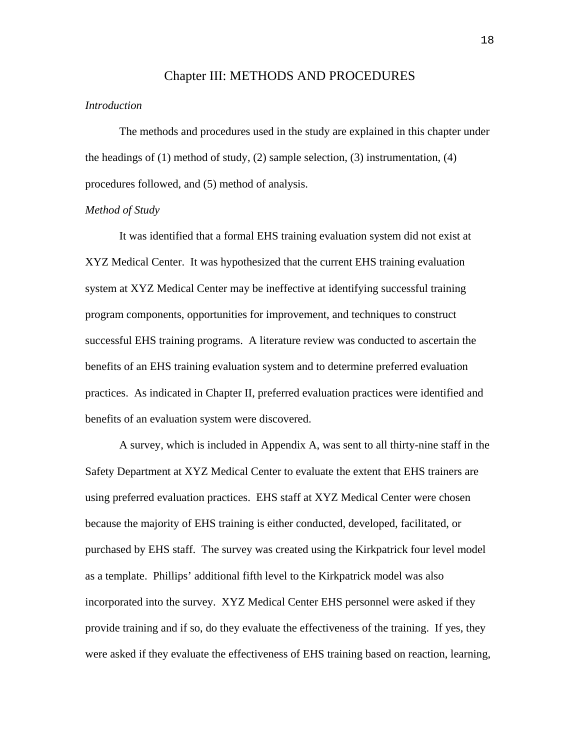# Chapter III: METHODS AND PROCEDURES

*Introduction*

The methods and procedures used in the study are explained in this chapter under the headings of (1) method of study, (2) sample selection, (3) instrumentation, (4) procedures followed, and (5) method of analysis.

*Method of Study*

It was identified that a formal EHS training evaluation system did not exist at XYZ Medical Center. It was hypothesized that the current EHS training evaluation system at XYZ Medical Center may be ineffective at identifying successful training program components, opportunities for improvement, and techniques to construct successful EHS training programs. A literature review was conducted to ascertain the benefits of an EHS training evaluation system and to determine preferred evaluation practices. As indicated in Chapter II, preferred evaluation practices were identified and benefits of an evaluation system were discovered.

A survey, which is included in Appendix A, was sent to all thirty-nine staff in the Safety Department at XYZ Medical Center to evaluate the extent that EHS trainers are using preferred evaluation practices. EHS staff at XYZ Medical Center were chosen because the majority of EHS training is either conducted, developed, facilitated, or purchased by EHS staff. The survey was created using the Kirkpatrick four level model as a template. Phillips' additional fifth level to the Kirkpatrick model was also incorporated into the survey. XYZ Medical Center EHS personnel were asked if they provide training and if so, do they evaluate the effectiveness of the training. If yes, they were asked if they evaluate the effectiveness of EHS training based on reaction, learning,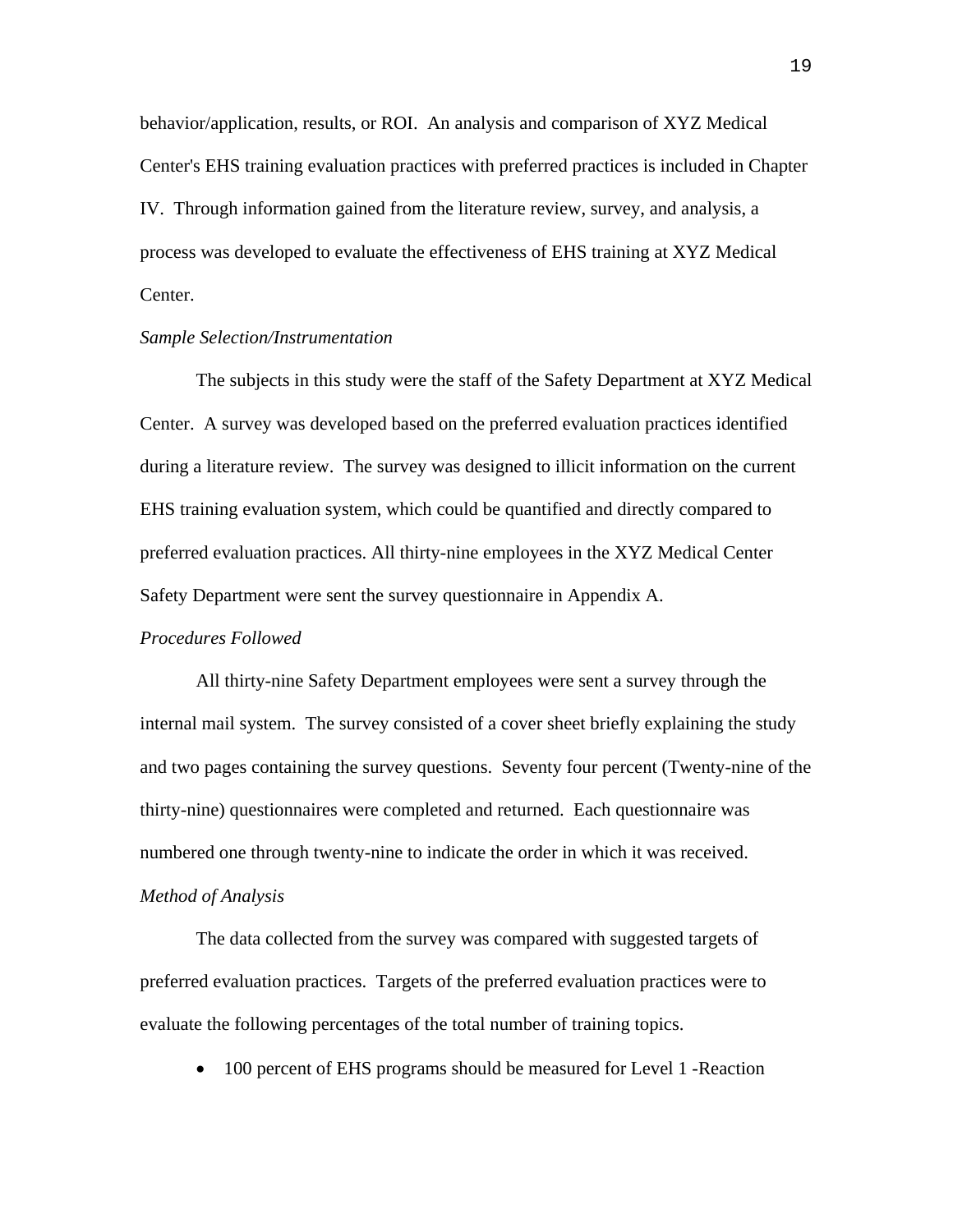behavior/application, results, or ROI. An analysis and comparison of XYZ Medical Center's EHS training evaluation practices with preferred practices is included in Chapter IV. Through information gained from the literature review, survey, and analysis, a process was developed to evaluate the effectiveness of EHS training at XYZ Medical Center.

*Sample Selection/Instrumentation*

The subjects in this study were the staff of the Safety Department at XYZ Medical Center. A survey was developed based on the preferred evaluation practices identified during a literature review. The survey was designed to illicit information on the current EHS training evaluation system, which could be quantified and directly compared to preferred evaluation practices. All thirty-nine employees in the XYZ Medical Center Safety Department were sent the survey questionnaire in Appendix A.

*Procedures Followed*

All thirty-nine Safety Department employees were sent a survey through the internal mail system. The survey consisted of a cover sheet briefly explaining the study and two pages containing the survey questions. Seventy four percent (Twenty-nine of the thirty-nine) questionnaires were completed and returned. Each questionnaire was numbered one through twenty-nine to indicate the order in which it was received.

*Method of Analysis*

The data collected from the survey was compared with suggested targets of preferred evaluation practices. Targets of the preferred evaluation practices were to evaluate the following percentages of the total number of training topics.

- 100 percent of EHS programs should be measured for Level 1 -Reaction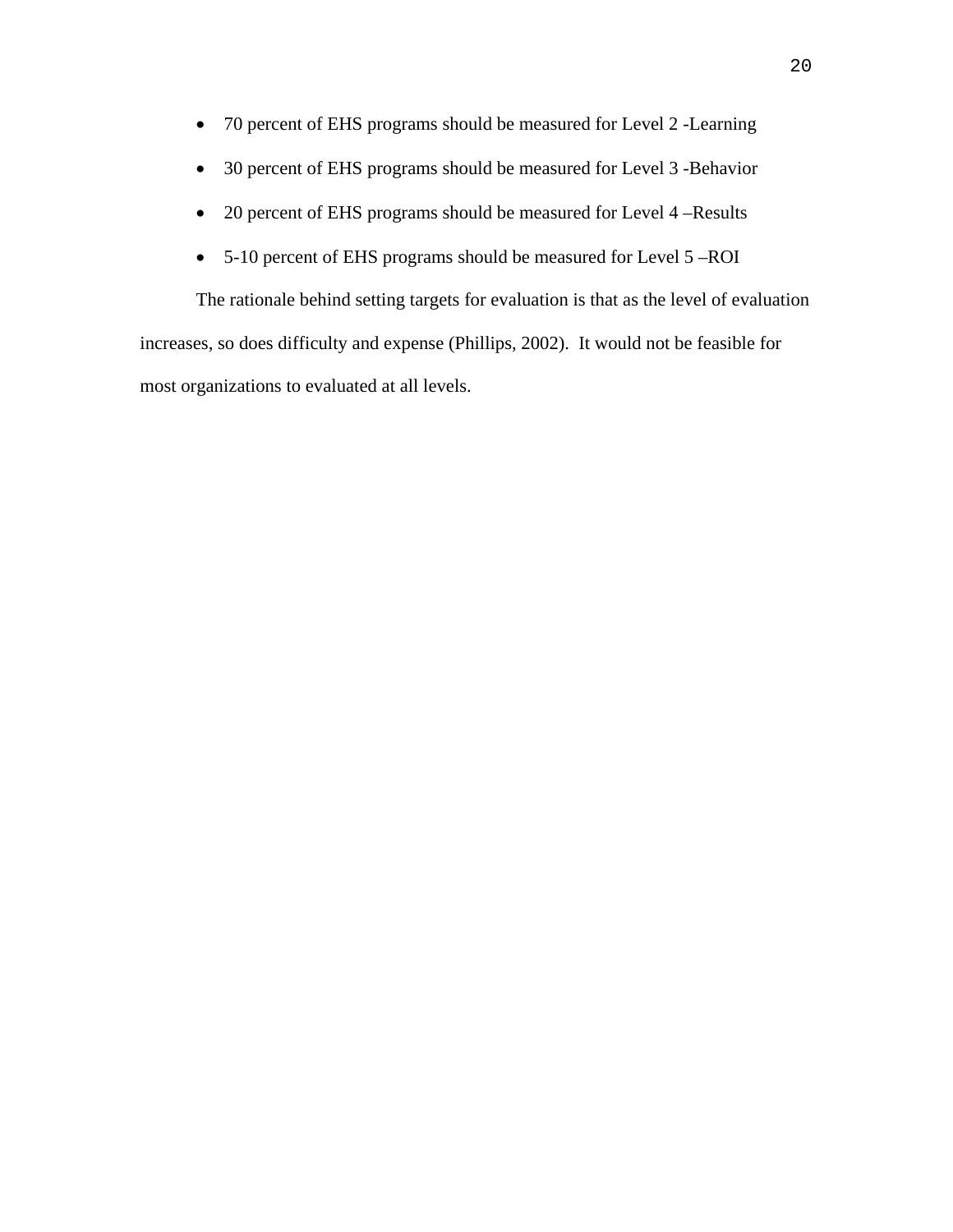- 70 percent of EHS programs should be measured for Level 2 -Learning
- 30 percent of EHS programs should be measured for Level 3 -Behavior
- 20 percent of EHS programs should be measured for Level 4 –Results
- 5-10 percent of EHS programs should be measured for Level 5 –ROI

The rationale behind setting targets for evaluation is that as the level of evaluation increases, so does difficulty and expense (Phillips, 2002). It would not be feasible for most organizations to evaluated at all levels.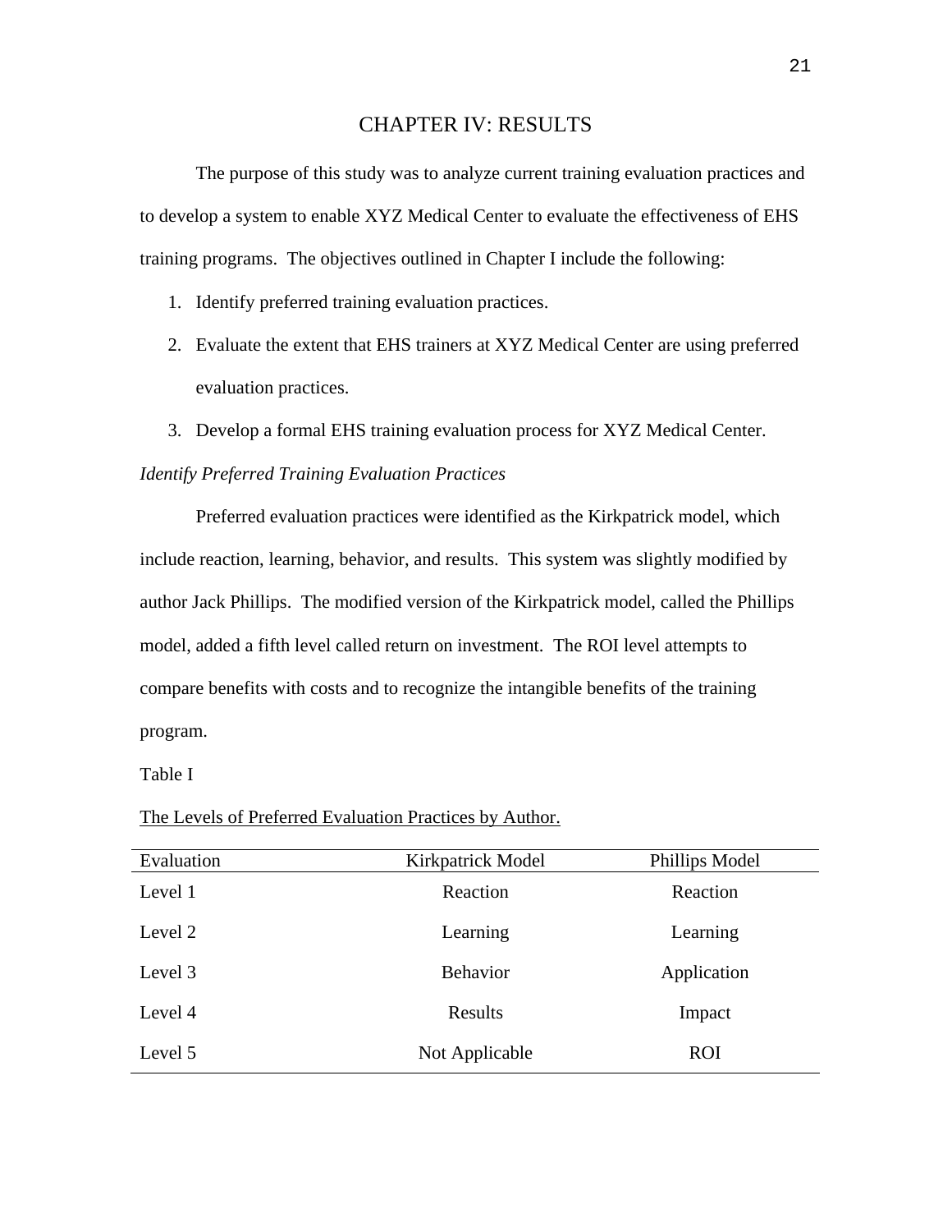# CHAPTER IV: RESULTS

The purpose of this study was to analyze current training evaluation practices and to develop a system to enable XYZ Medical Center to evaluate the effectiveness of EHS training programs. The objectives outlined in Chapter I include the following:

1. Identify preferred training evaluation practices.
2. Evaluate the extent that EHS trainers at XYZ Medical Center are using preferred evaluation practices.
3. Develop a formal EHS training evaluation process for XYZ Medical Center.

*Identify Preferred Training Evaluation Practices*

Preferred evaluation practices were identified as the Kirkpatrick model, which include reaction, learning, behavior, and results. This system was slightly modified by author Jack Phillips. The modified version of the Kirkpatrick model, called the Phillips model, added a fifth level called return on investment. The ROI level attempts to compare benefits with costs and to recognize the intangible benefits of the training program.

Table I

The Levels of Preferred Evaluation Practices by Author.

| Evaluation | Kirkpatrick Model | Phillips Model |
|---|---|---|
| Level 1 | Reaction | Reaction |
| Level 2 | Learning | Learning |
| Level 3 | Behavior | Application |
| Level 4 | Results | Impact |
| Level 5 | Not Applicable | ROI |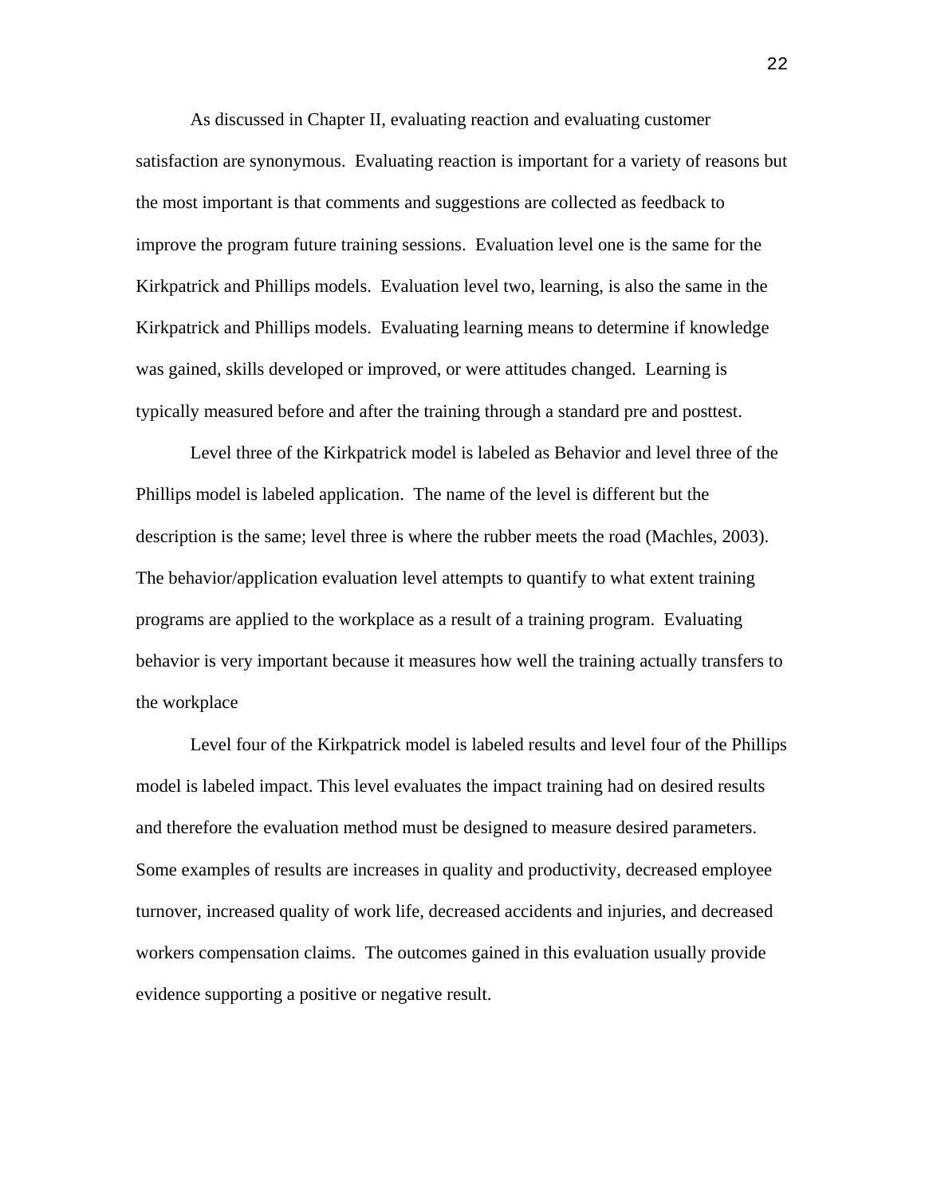As discussed in Chapter II, evaluating reaction and evaluating customer satisfaction are synonymous. Evaluating reaction is important for a variety of reasons but the most important is that comments and suggestions are collected as feedback to improve the program future training sessions. Evaluation level one is the same for the Kirkpatrick and Phillips models. Evaluation level two, learning, is also the same in the Kirkpatrick and Phillips models. Evaluating learning means to determine if knowledge was gained, skills developed or improved, or were attitudes changed. Learning is typically measured before and after the training through a standard pre and posttest.

Level three of the Kirkpatrick model is labeled as Behavior and level three of the Phillips model is labeled application. The name of the level is different but the description is the same; level three is where the rubber meets the road (Machles, 2003). The behavior/application evaluation level attempts to quantify to what extent training programs are applied to the workplace as a result of a training program. Evaluating behavior is very important because it measures how well the training actually transfers to the workplace

Level four of the Kirkpatrick model is labeled results and level four of the Phillips model is labeled impact. This level evaluates the impact training had on desired results and therefore the evaluation method must be designed to measure desired parameters. Some examples of results are increases in quality and productivity, decreased employee turnover, increased quality of work life, decreased accidents and injuries, and decreased workers compensation claims. The outcomes gained in this evaluation usually provide evidence supporting a positive or negative result.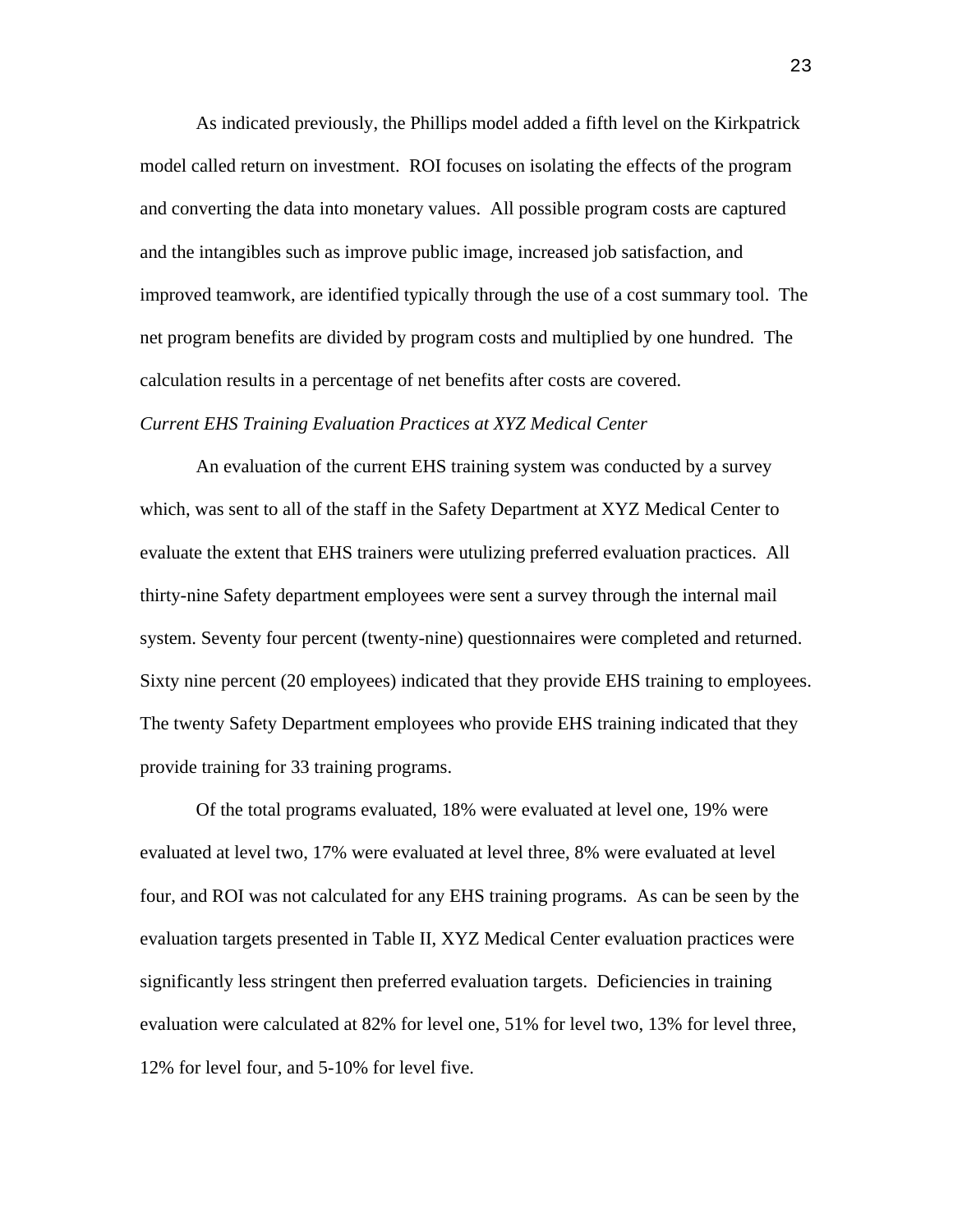As indicated previously, the Phillips model added a fifth level on the Kirkpatrick model called return on investment. ROI focuses on isolating the effects of the program and converting the data into monetary values. All possible program costs are captured and the intangibles such as improve public image, increased job satisfaction, and improved teamwork, are identified typically through the use of a cost summary tool. The net program benefits are divided by program costs and multiplied by one hundred. The calculation results in a percentage of net benefits after costs are covered.

*Current EHS Training Evaluation Practices at XYZ Medical Center*

An evaluation of the current EHS training system was conducted by a survey which, was sent to all of the staff in the Safety Department at XYZ Medical Center to evaluate the extent that EHS trainers were utulizing preferred evaluation practices. All thirty-nine Safety department employees were sent a survey through the internal mail system. Seventy four percent (twenty-nine) questionnaires were completed and returned. Sixty nine percent (20 employees) indicated that they provide EHS training to employees. The twenty Safety Department employees who provide EHS training indicated that they provide training for 33 training programs.

Of the total programs evaluated, 18% were evaluated at level one, 19% were evaluated at level two, 17% were evaluated at level three, 8% were evaluated at level four, and ROI was not calculated for any EHS training programs. As can be seen by the evaluation targets presented in Table II, XYZ Medical Center evaluation practices were significantly less stringent then preferred evaluation targets. Deficiencies in training evaluation were calculated at 82% for level one, 51% for level two, 13% for level three, 12% for level four, and 5-10% for level five.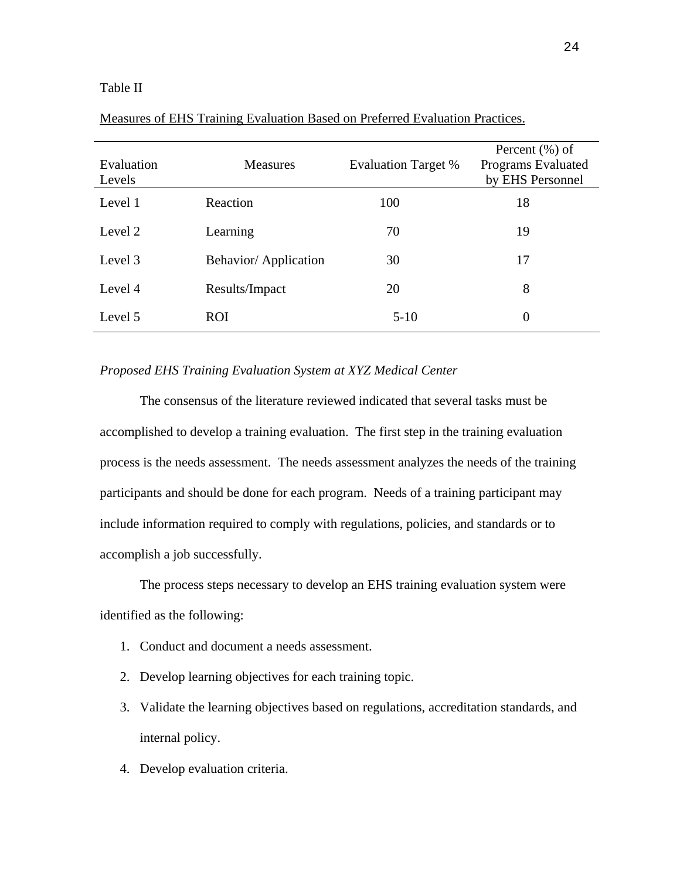Table II

Measures of EHS Training Evaluation Based on Preferred Evaluation Practices.

| Evaluation Levels | Measures | Evaluation Target % | Percent (%) of Programs Evaluated by EHS Personnel |
|---|---|---|---|
| Level 1 | Reaction | 100 | 18 |
| Level 2 | Learning | 70 | 19 |
| Level 3 | Behavior/ Application | 30 | 17 |
| Level 4 | Results/Impact | 20 | 8 |
| Level 5 | ROI | 5-10 | 0 |

*Proposed EHS Training Evaluation System at XYZ Medical Center*

The consensus of the literature reviewed indicated that several tasks must be accomplished to develop a training evaluation. The first step in the training evaluation process is the needs assessment. The needs assessment analyzes the needs of the training participants and should be done for each program. Needs of a training participant may include information required to comply with regulations, policies, and standards or to accomplish a job successfully.

The process steps necessary to develop an EHS training evaluation system were identified as the following:

1. Conduct and document a needs assessment.
2. Develop learning objectives for each training topic.
3. Validate the learning objectives based on regulations, accreditation standards, and internal policy.
4. Develop evaluation criteria.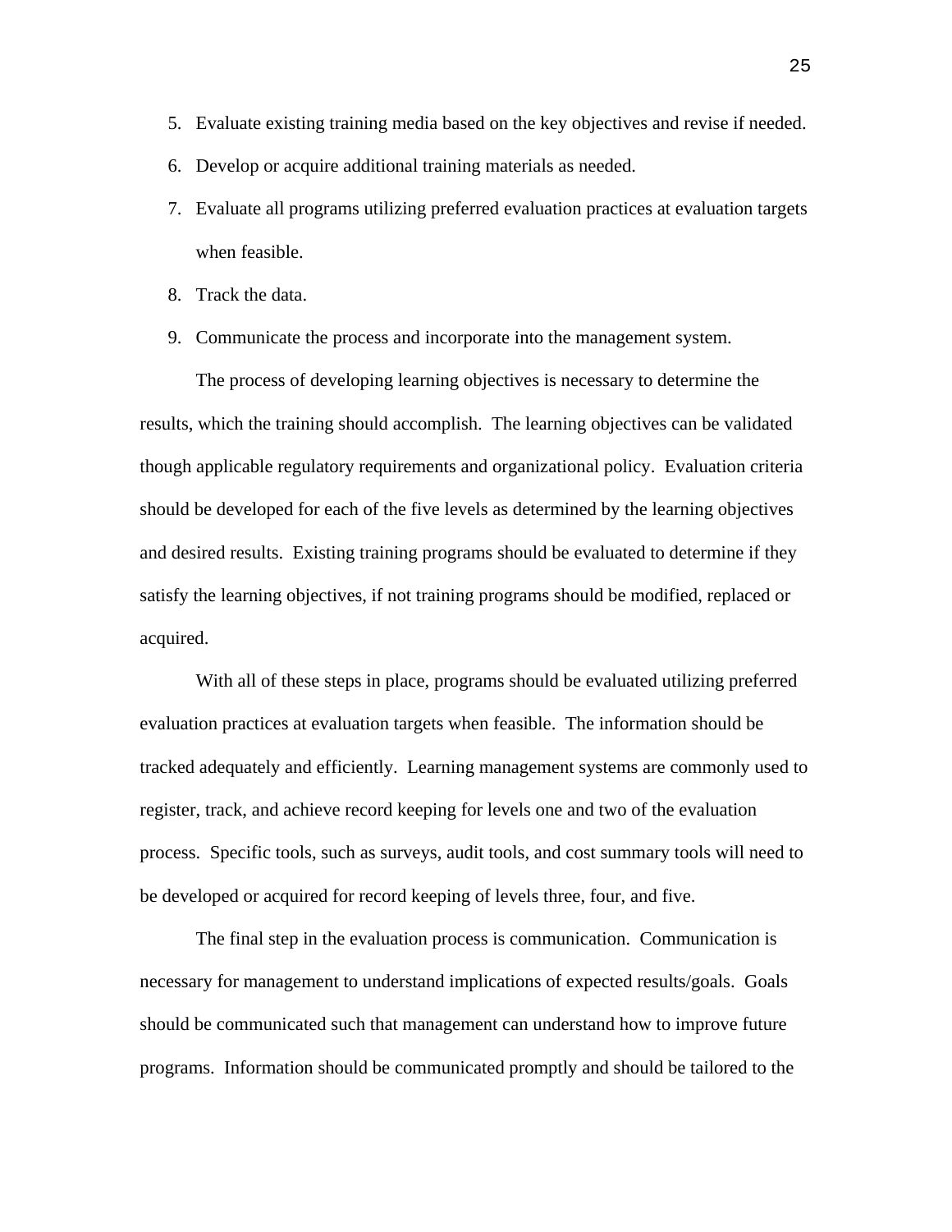5. Evaluate existing training media based on the key objectives and revise if needed.
6. Develop or acquire additional training materials as needed.
7. Evaluate all programs utilizing preferred evaluation practices at evaluation targets when feasible.
8. Track the data.
9. Communicate the process and incorporate into the management system.

The process of developing learning objectives is necessary to determine the results, which the training should accomplish. The learning objectives can be validated though applicable regulatory requirements and organizational policy. Evaluation criteria should be developed for each of the five levels as determined by the learning objectives and desired results. Existing training programs should be evaluated to determine if they satisfy the learning objectives, if not training programs should be modified, replaced or acquired.

With all of these steps in place, programs should be evaluated utilizing preferred evaluation practices at evaluation targets when feasible. The information should be tracked adequately and efficiently. Learning management systems are commonly used to register, track, and achieve record keeping for levels one and two of the evaluation process. Specific tools, such as surveys, audit tools, and cost summary tools will need to be developed or acquired for record keeping of levels three, four, and five.

The final step in the evaluation process is communication. Communication is necessary for management to understand implications of expected results/goals. Goals should be communicated such that management can understand how to improve future programs. Information should be communicated promptly and should be tailored to the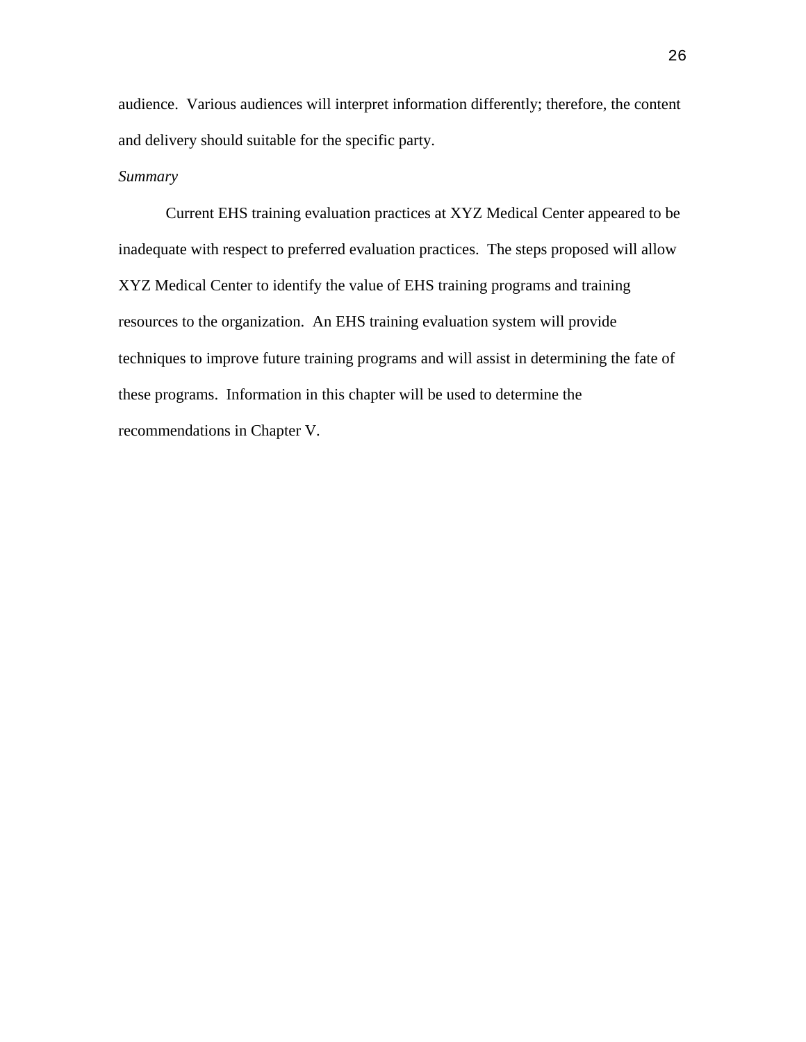audience. Various audiences will interpret information differently; therefore, the content and delivery should suitable for the specific party.

### *Summary*

Current EHS training evaluation practices at XYZ Medical Center appeared to be inadequate with respect to preferred evaluation practices. The steps proposed will allow XYZ Medical Center to identify the value of EHS training programs and training resources to the organization. An EHS training evaluation system will provide techniques to improve future training programs and will assist in determining the fate of these programs. Information in this chapter will be used to determine the recommendations in Chapter V.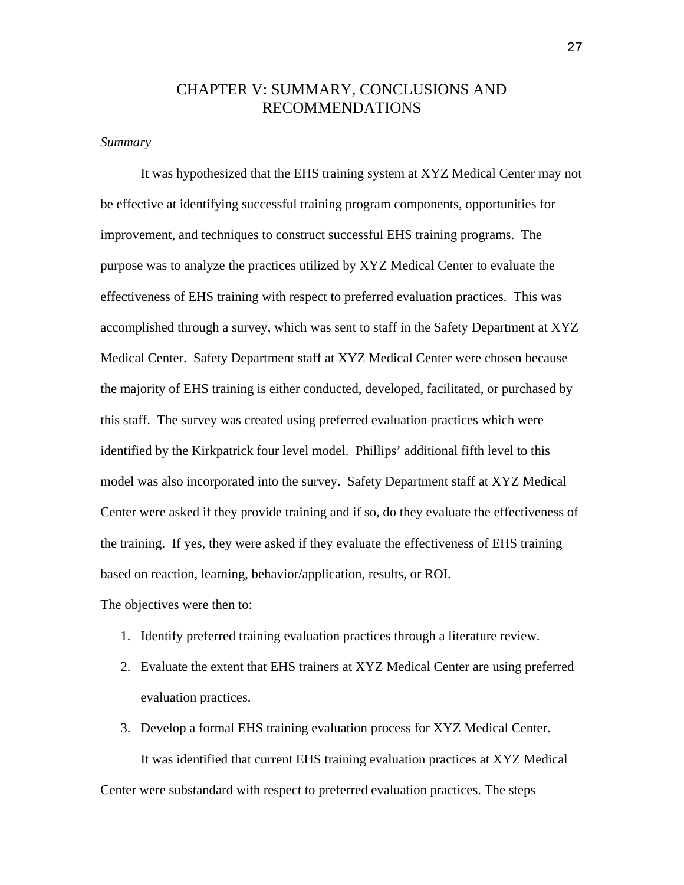# CHAPTER V: SUMMARY, CONCLUSIONS AND RECOMMENDATIONS

*Summary*

It was hypothesized that the EHS training system at XYZ Medical Center may not be effective at identifying successful training program components, opportunities for improvement, and techniques to construct successful EHS training programs. The purpose was to analyze the practices utilized by XYZ Medical Center to evaluate the effectiveness of EHS training with respect to preferred evaluation practices. This was accomplished through a survey, which was sent to staff in the Safety Department at XYZ Medical Center. Safety Department staff at XYZ Medical Center were chosen because the majority of EHS training is either conducted, developed, facilitated, or purchased by this staff. The survey was created using preferred evaluation practices which were identified by the Kirkpatrick four level model. Phillips' additional fifth level to this model was also incorporated into the survey. Safety Department staff at XYZ Medical Center were asked if they provide training and if so, do they evaluate the effectiveness of the training. If yes, they were asked if they evaluate the effectiveness of EHS training based on reaction, learning, behavior/application, results, or ROI.

The objectives were then to:

1. Identify preferred training evaluation practices through a literature review.
2. Evaluate the extent that EHS trainers at XYZ Medical Center are using preferred evaluation practices.
3. Develop a formal EHS training evaluation process for XYZ Medical Center.

It was identified that current EHS training evaluation practices at XYZ Medical Center were substandard with respect to preferred evaluation practices. The steps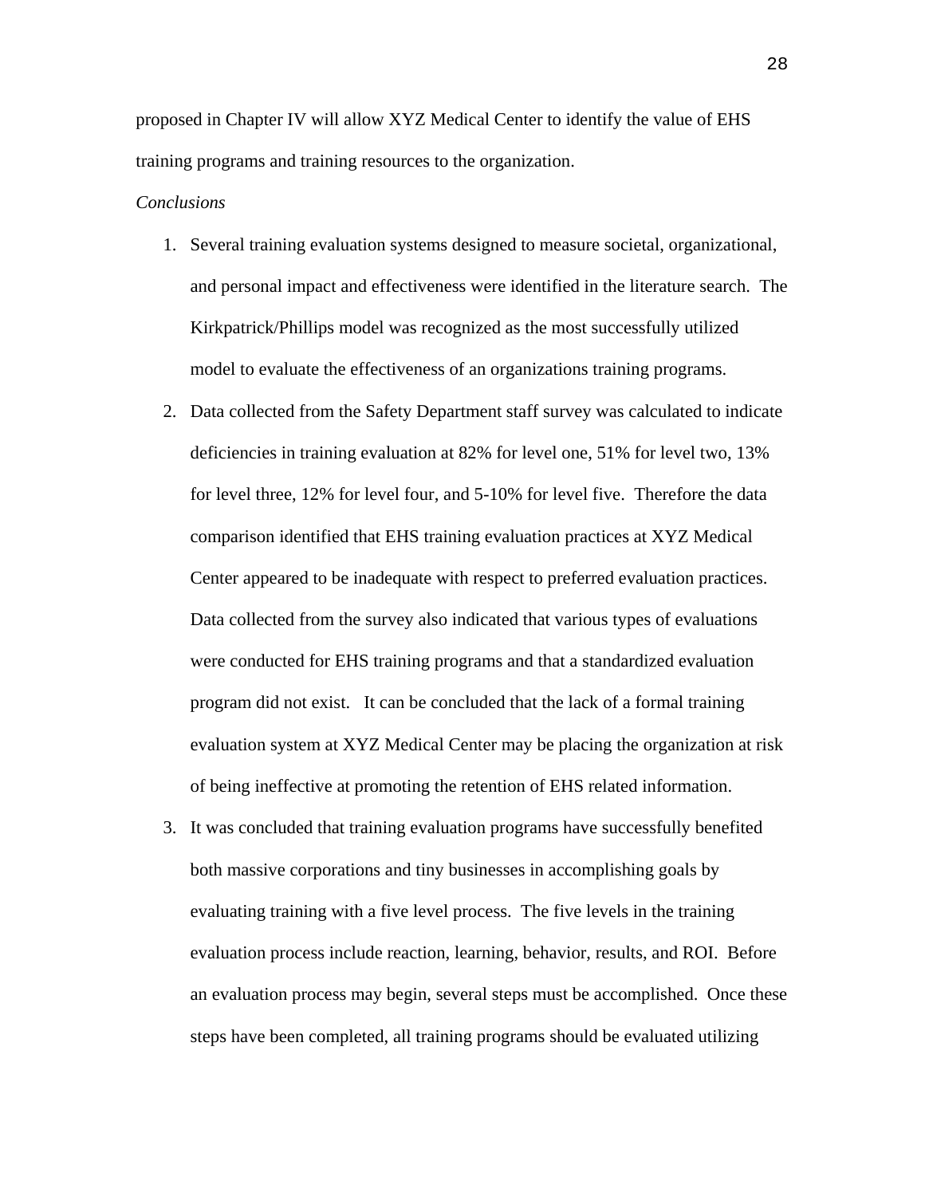proposed in Chapter IV will allow XYZ Medical Center to identify the value of EHS training programs and training resources to the organization.

*Conclusions*

1. Several training evaluation systems designed to measure societal, organizational, and personal impact and effectiveness were identified in the literature search. The Kirkpatrick/Phillips model was recognized as the most successfully utilized model to evaluate the effectiveness of an organizations training programs.
2. Data collected from the Safety Department staff survey was calculated to indicate deficiencies in training evaluation at 82% for level one, 51% for level two, 13% for level three, 12% for level four, and 5-10% for level five. Therefore the data comparison identified that EHS training evaluation practices at XYZ Medical Center appeared to be inadequate with respect to preferred evaluation practices. Data collected from the survey also indicated that various types of evaluations were conducted for EHS training programs and that a standardized evaluation program did not exist. It can be concluded that the lack of a formal training evaluation system at XYZ Medical Center may be placing the organization at risk of being ineffective at promoting the retention of EHS related information.
3. It was concluded that training evaluation programs have successfully benefited both massive corporations and tiny businesses in accomplishing goals by evaluating training with a five level process. The five levels in the training evaluation process include reaction, learning, behavior, results, and ROI. Before an evaluation process may begin, several steps must be accomplished. Once these steps have been completed, all training programs should be evaluated utilizing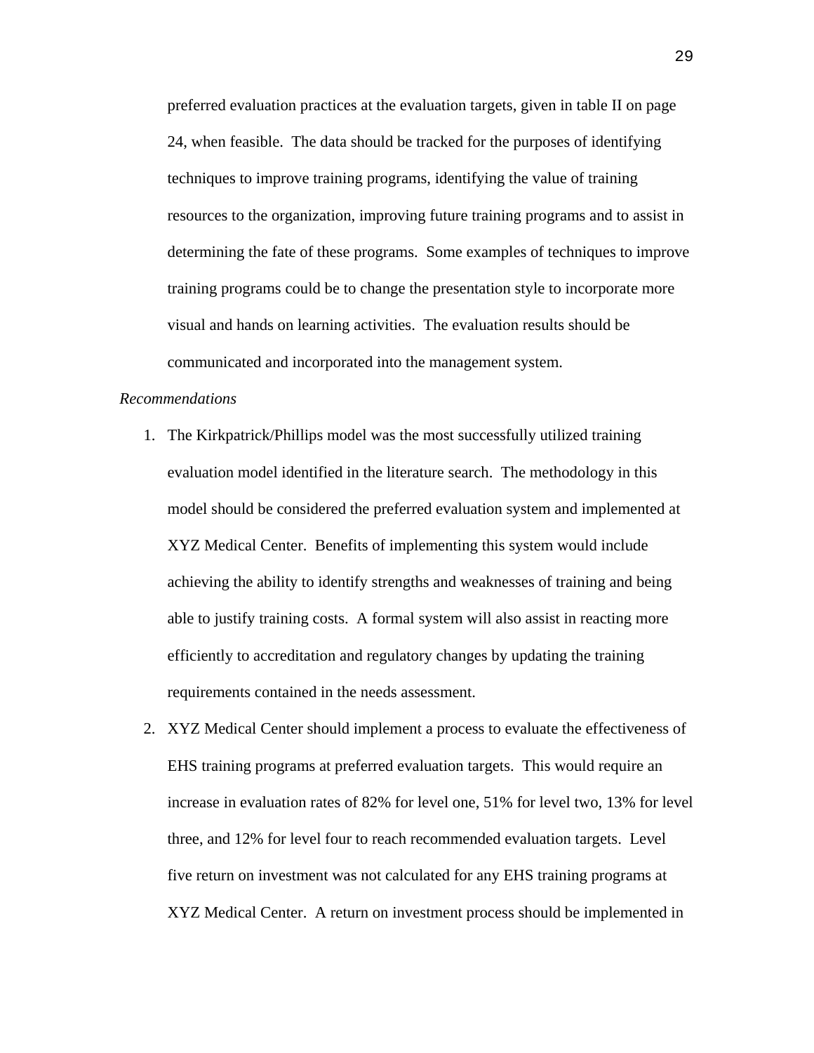preferred evaluation practices at the evaluation targets, given in table II on page 24, when feasible. The data should be tracked for the purposes of identifying techniques to improve training programs, identifying the value of training resources to the organization, improving future training programs and to assist in determining the fate of these programs. Some examples of techniques to improve training programs could be to change the presentation style to incorporate more visual and hands on learning activities. The evaluation results should be communicated and incorporated into the management system.

*Recommendations*

1. The Kirkpatrick/Phillips model was the most successfully utilized training evaluation model identified in the literature search. The methodology in this model should be considered the preferred evaluation system and implemented at XYZ Medical Center. Benefits of implementing this system would include achieving the ability to identify strengths and weaknesses of training and being able to justify training costs. A formal system will also assist in reacting more efficiently to accreditation and regulatory changes by updating the training requirements contained in the needs assessment.
2. XYZ Medical Center should implement a process to evaluate the effectiveness of EHS training programs at preferred evaluation targets. This would require an increase in evaluation rates of 82% for level one, 51% for level two, 13% for level three, and 12% for level four to reach recommended evaluation targets. Level five return on investment was not calculated for any EHS training programs at XYZ Medical Center. A return on investment process should be implemented in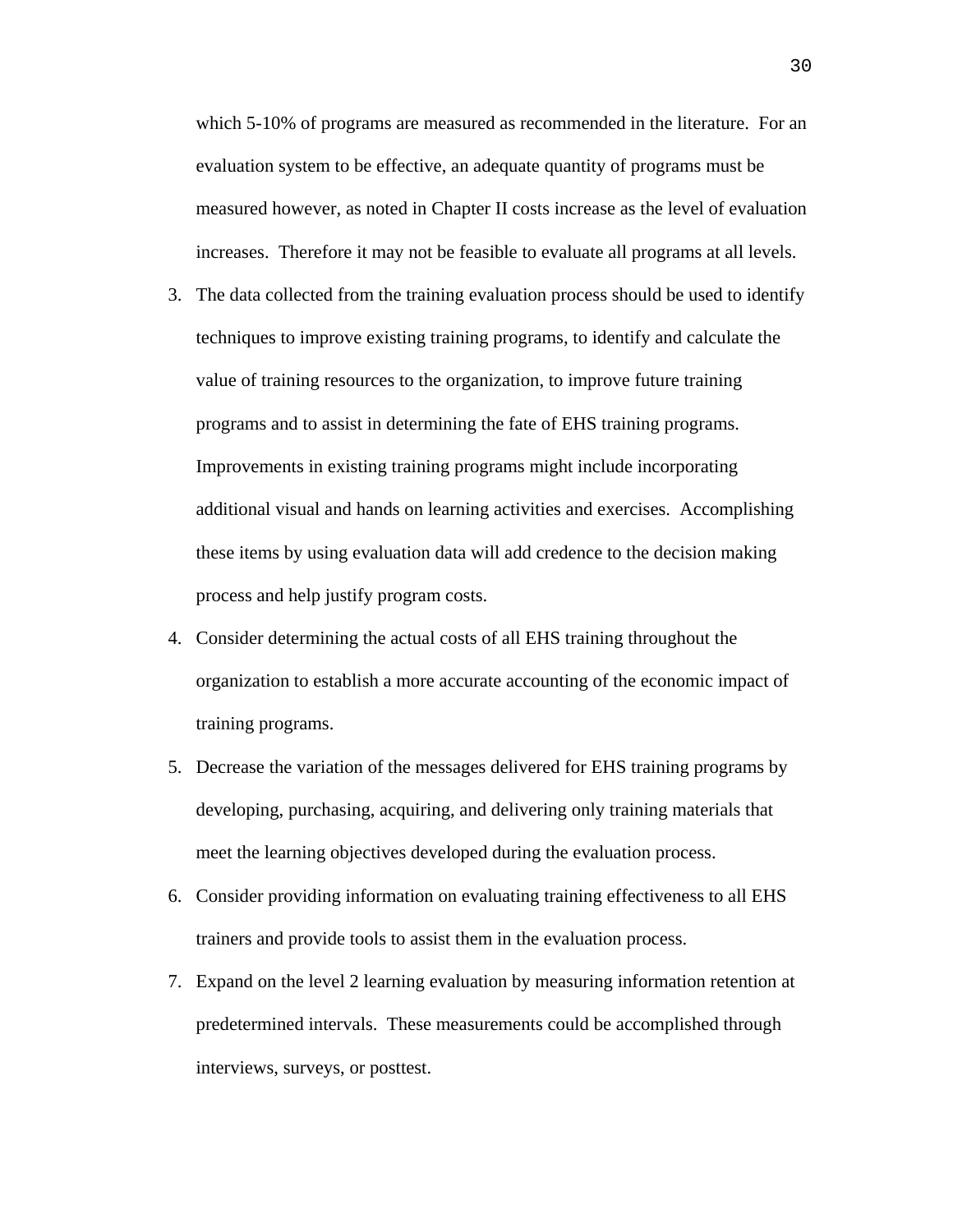which 5-10% of programs are measured as recommended in the literature. For an evaluation system to be effective, an adequate quantity of programs must be measured however, as noted in Chapter II costs increase as the level of evaluation increases. Therefore it may not be feasible to evaluate all programs at all levels.

3. The data collected from the training evaluation process should be used to identify techniques to improve existing training programs, to identify and calculate the value of training resources to the organization, to improve future training programs and to assist in determining the fate of EHS training programs. Improvements in existing training programs might include incorporating additional visual and hands on learning activities and exercises. Accomplishing these items by using evaluation data will add credence to the decision making process and help justify program costs.
4. Consider determining the actual costs of all EHS training throughout the organization to establish a more accurate accounting of the economic impact of training programs.
5. Decrease the variation of the messages delivered for EHS training programs by developing, purchasing, acquiring, and delivering only training materials that meet the learning objectives developed during the evaluation process.
6. Consider providing information on evaluating training effectiveness to all EHS trainers and provide tools to assist them in the evaluation process.
7. Expand on the level 2 learning evaluation by measuring information retention at predetermined intervals. These measurements could be accomplished through interviews, surveys, or posttest.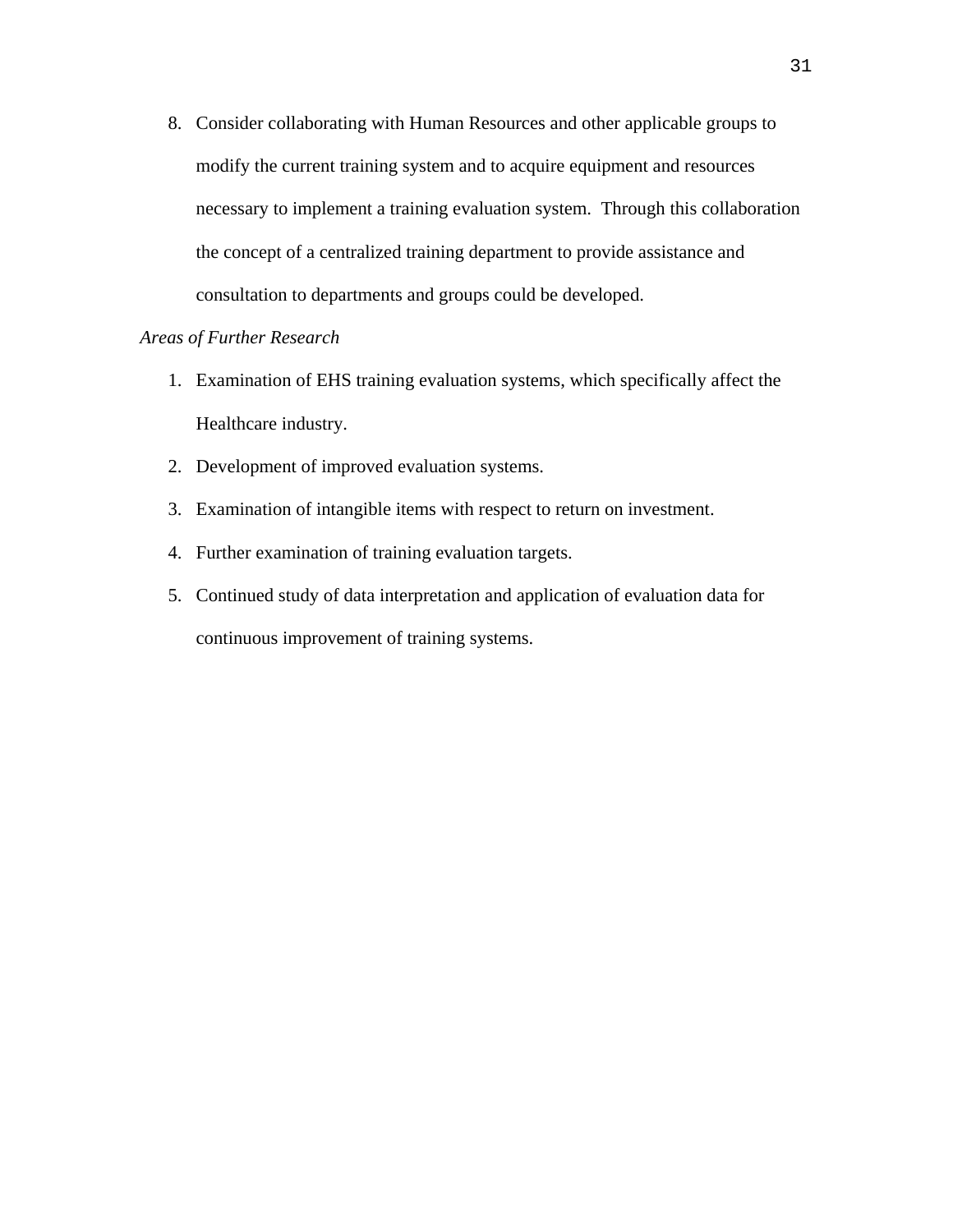8. Consider collaborating with Human Resources and other applicable groups to modify the current training system and to acquire equipment and resources necessary to implement a training evaluation system. Through this collaboration the concept of a centralized training department to provide assistance and consultation to departments and groups could be developed.

*Areas of Further Research*

1. Examination of EHS training evaluation systems, which specifically affect the Healthcare industry.
2. Development of improved evaluation systems.
3. Examination of intangible items with respect to return on investment.
4. Further examination of training evaluation targets.
5. Continued study of data interpretation and application of evaluation data for continuous improvement of training systems.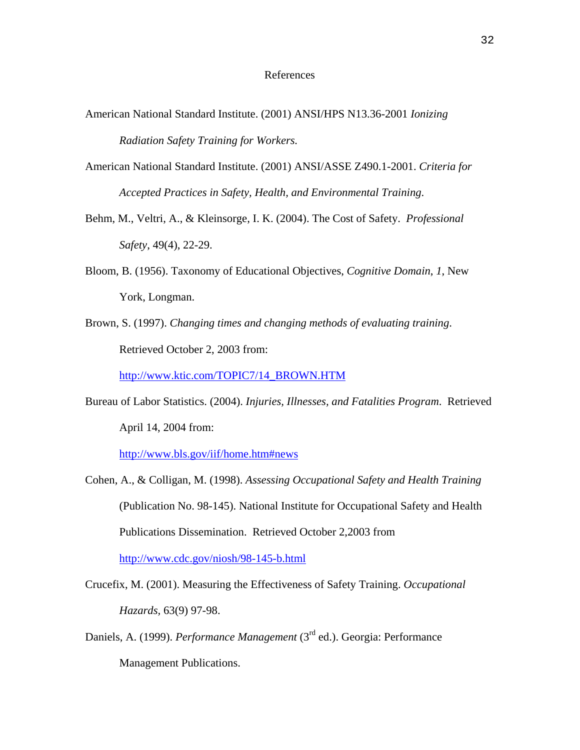# References

American National Standard Institute. (2001) ANSI/HPS N13.36-2001 *Ionizing Radiation Safety Training for Workers.*

American National Standard Institute. (2001) ANSI/ASSE Z490.1-2001. *Criteria for Accepted Practices in Safety, Health, and Environmental Training.*

Behm, M., Veltri, A., & Kleinsorge, I. K. (2004). The Cost of Safety. *Professional Safety*, 49(4), 22-29.

Bloom, B. (1956). Taxonomy of Educational Objectives, *Cognitive Domain*, *1*, New York, Longman.

Brown, S. (1997). *Changing times and changing methods of evaluating training.* Retrieved October 2, 2003 from: http://www.ktic.com/TOPIC7/14_BROWN.HTM

Bureau of Labor Statistics. (2004). *Injuries, Illnesses, and Fatalities Program.* Retrieved April 14, 2004 from: http://www.bls.gov/iif/home.htm#news

Cohen, A., & Colligan, M. (1998). *Assessing Occupational Safety and Health Training* (Publication No. 98-145). National Institute for Occupational Safety and Health Publications Dissemination. Retrieved October 2,2003 from http://www.cdc.gov/niosh/98-145-b.html

Crucefix, M. (2001). Measuring the Effectiveness of Safety Training. *Occupational Hazards*, 63(9) 97-98.

Daniels, A. (1999). *Performance Management* (3rd ed.). Georgia: Performance Management Publications.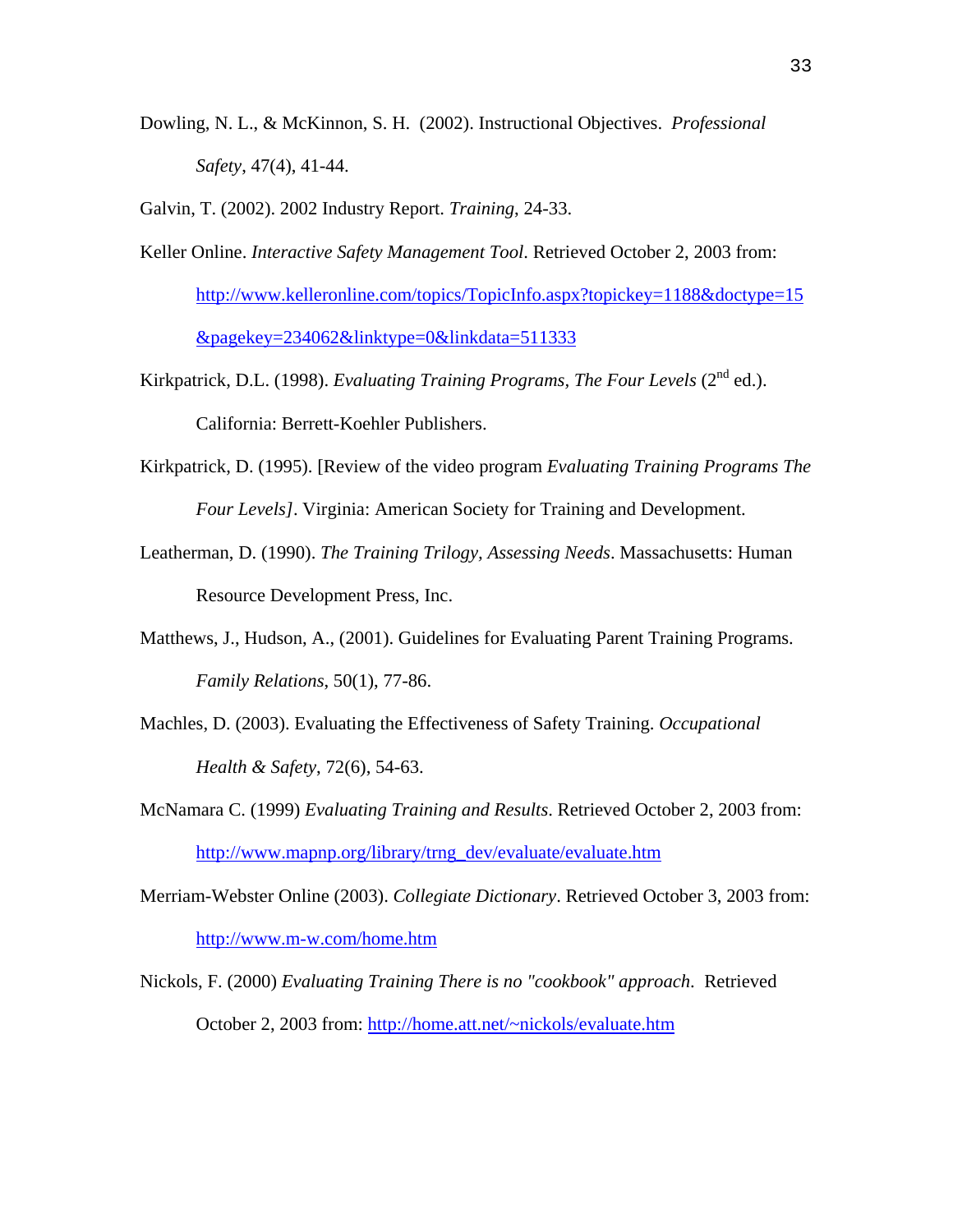Dowling, N. L., & McKinnon, S. H. (2002). Instructional Objectives. *Professional Safety*, 47(4), 41-44.

Galvin, T. (2002). 2002 Industry Report. *Training*, 24-33.

Keller Online. *Interactive Safety Management Tool*. Retrieved October 2, 2003 from: http://www.kelleronline.com/topics/TopicInfo.aspx?topickey=1188&doctype=15&pagekey=234062&linktype=0&linkdata=511333

Kirkpatrick, D.L. (1998). *Evaluating Training Programs, The Four Levels* (2nd ed.). California: Berrett-Koehler Publishers.

Kirkpatrick, D. (1995). [Review of the video program *Evaluating Training Programs The Four Levels]*. Virginia: American Society for Training and Development.

Leatherman, D. (1990). *The Training Trilogy, Assessing Needs*. Massachusetts: Human Resource Development Press, Inc.

Matthews, J., Hudson, A., (2001). Guidelines for Evaluating Parent Training Programs. *Family Relations*, 50(1), 77-86.

Machles, D. (2003). Evaluating the Effectiveness of Safety Training. *Occupational Health & Safety*, 72(6), 54-63.

McNamara C. (1999) *Evaluating Training and Results*. Retrieved October 2, 2003 from: http://www.mapnp.org/library/trng_dev/evaluate/evaluate.htm

Merriam-Webster Online (2003). *Collegiate Dictionary*. Retrieved October 3, 2003 from: http://www.m-w.com/home.htm

Nickols, F. (2000) *Evaluating Training There is no "cookbook" approach*. Retrieved October 2, 2003 from: http://home.att.net/~nickols/evaluate.htm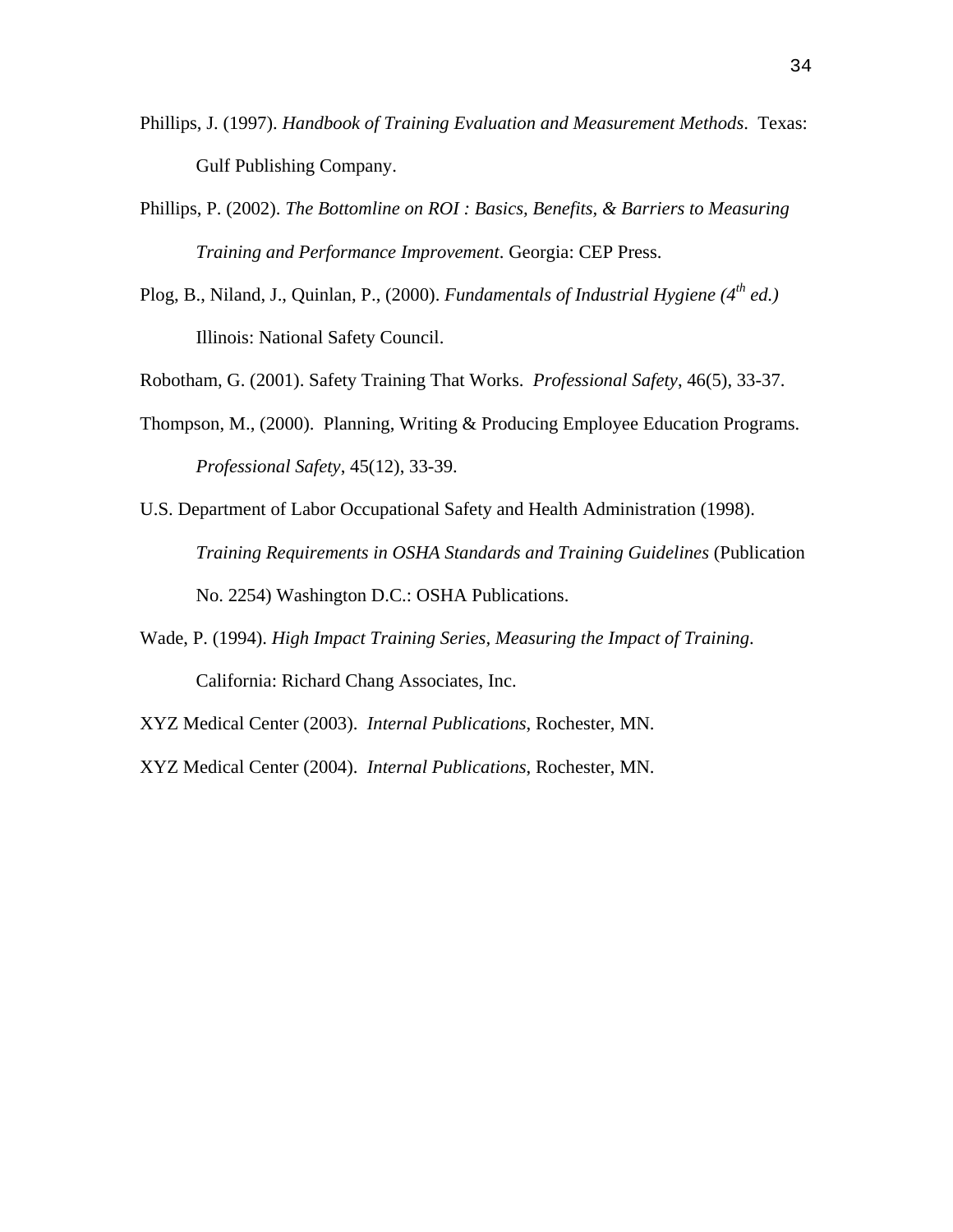Phillips, J. (1997). *Handbook of Training Evaluation and Measurement Methods*. Texas: Gulf Publishing Company.

Phillips, P. (2002). *The Bottomline on ROI : Basics, Benefits, & Barriers to Measuring Training and Performance Improvement*. Georgia: CEP Press.

Plog, B., Niland, J., Quinlan, P., (2000). *Fundamentals of Industrial Hygiene (4$^{th}$ ed.)* Illinois: National Safety Council.

Robotham, G. (2001). Safety Training That Works. *Professional Safety*, 46(5), 33-37.

Thompson, M., (2000). Planning, Writing & Producing Employee Education Programs. *Professional Safety*, 45(12), 33-39.

U.S. Department of Labor Occupational Safety and Health Administration (1998). *Training Requirements in OSHA Standards and Training Guidelines* (Publication No. 2254) Washington D.C.: OSHA Publications.

Wade, P. (1994). *High Impact Training Series, Measuring the Impact of Training*. California: Richard Chang Associates, Inc.

XYZ Medical Center (2003). *Internal Publications*, Rochester, MN.

XYZ Medical Center (2004). *Internal Publications*, Rochester, MN.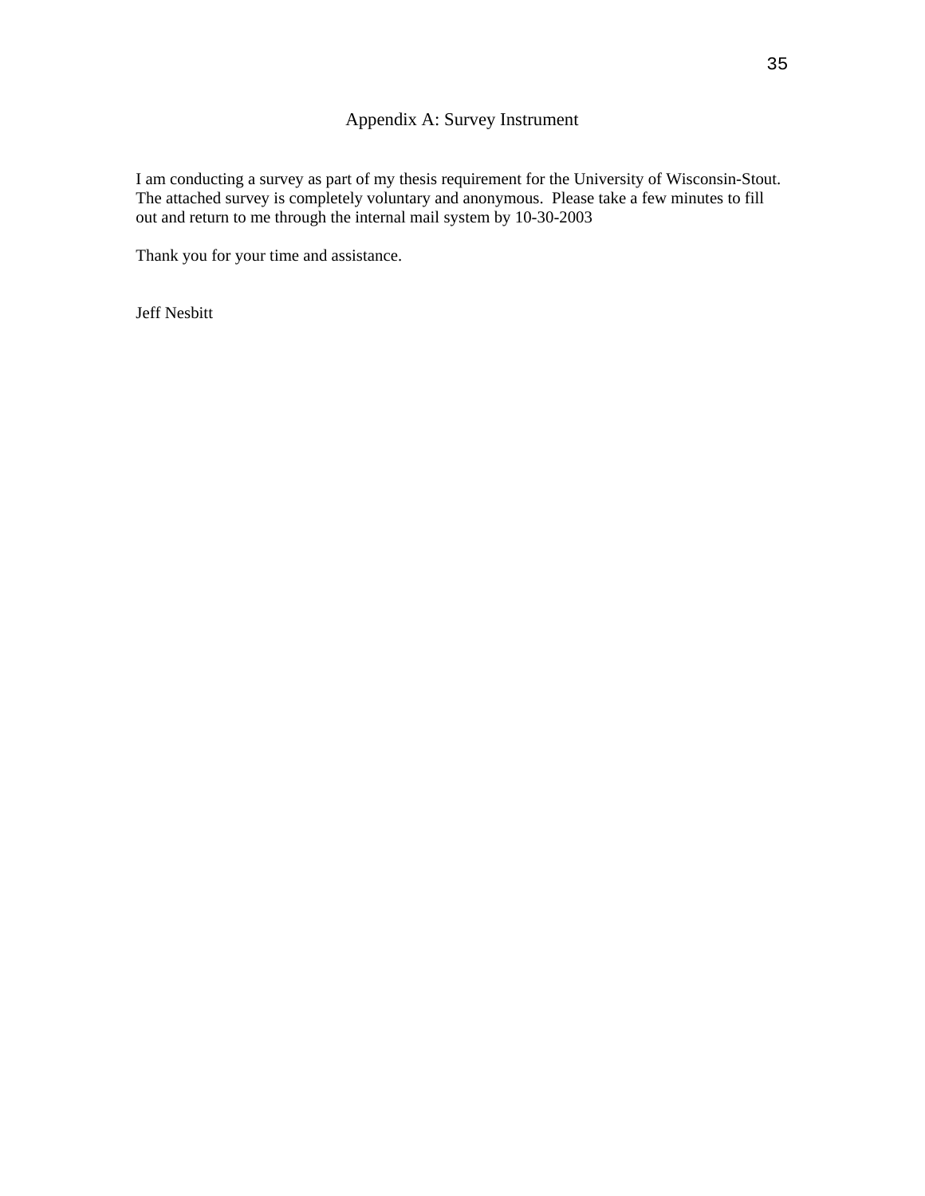# Appendix A: Survey Instrument

I am conducting a survey as part of my thesis requirement for the University of Wisconsin-Stout. The attached survey is completely voluntary and anonymous. Please take a few minutes to fill out and return to me through the internal mail system by 10-30-2003

Thank you for your time and assistance.

Jeff Nesbitt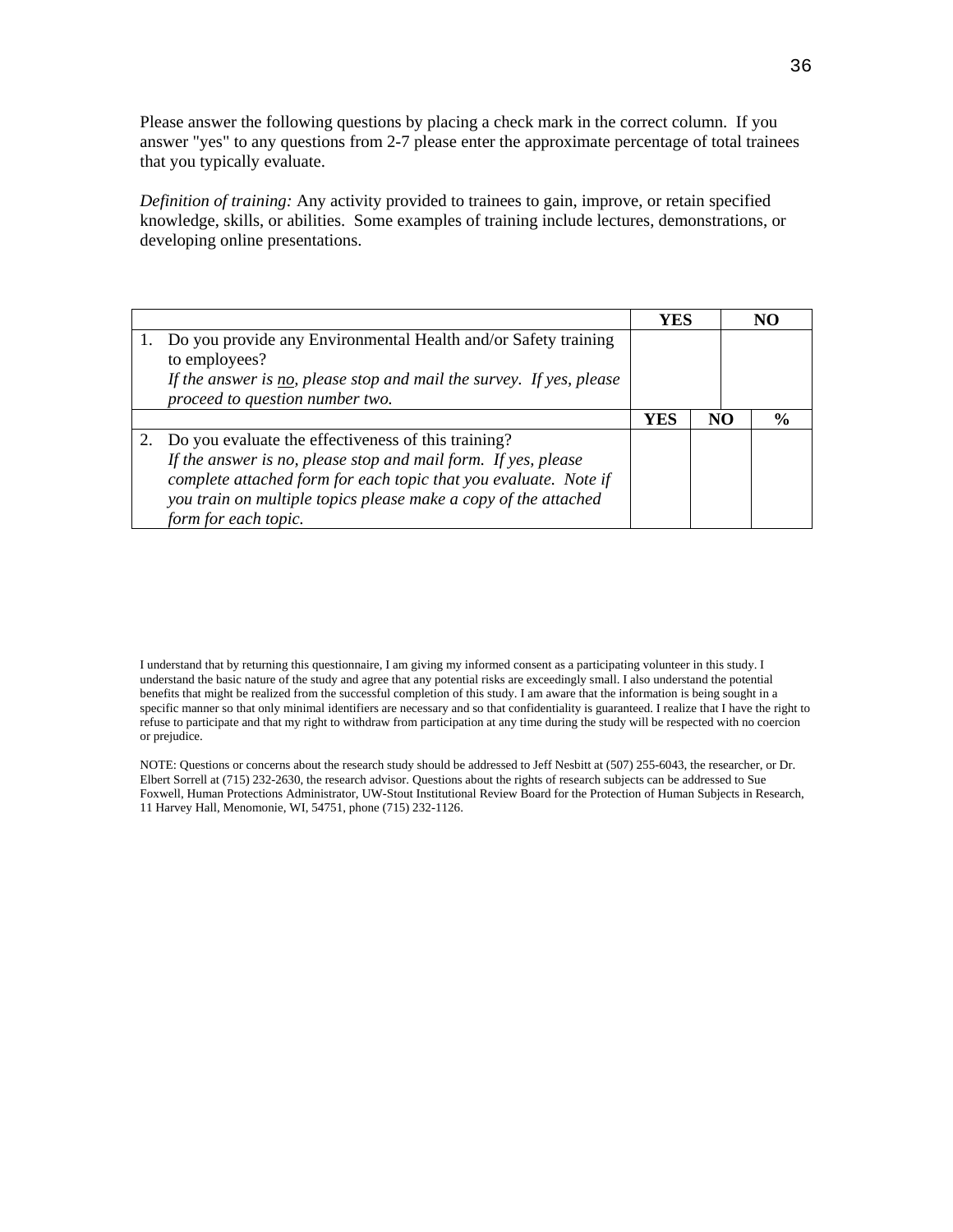Please answer the following questions by placing a check mark in the correct column. If you answer "yes" to any questions from 2-7 please enter the approximate percentage of total trainees that you typically evaluate.

*Definition of training:* Any activity provided to trainees to gain, improve, or retain specified knowledge, skills, or abilities. Some examples of training include lectures, demonstrations, or developing online presentations.

| | YES | | NO |
|---|---|---|---|
| 1. Do you provide any Environmental Health and/or Safety training to employees? *If the answer is no, please stop and mail the survey. If yes, please proceed to question number two.* | | | |
| | **YES** | **NO** | **%** |
| 2. Do you evaluate the effectiveness of this training? *If the answer is no, please stop and mail form. If yes, please complete attached form for each topic that you evaluate. Note if you train on multiple topics please make a copy of the attached form for each topic.* | | | |

I understand that by returning this questionnaire, I am giving my informed consent as a participating volunteer in this study. I understand the basic nature of the study and agree that any potential risks are exceedingly small. I also understand the potential benefits that might be realized from the successful completion of this study. I am aware that the information is being sought in a specific manner so that only minimal identifiers are necessary and so that confidentiality is guaranteed. I realize that I have the right to refuse to participate and that my right to withdraw from participation at any time during the study will be respected with no coercion or prejudice.

NOTE: Questions or concerns about the research study should be addressed to Jeff Nesbitt at (507) 255-6043, the researcher, or Dr. Elbert Sorrell at (715) 232-2630, the research advisor. Questions about the rights of research subjects can be addressed to Sue Foxwell, Human Protections Administrator, UW-Stout Institutional Review Board for the Protection of Human Subjects in Research, 11 Harvey Hall, Menomonie, WI, 54751, phone (715) 232-1126.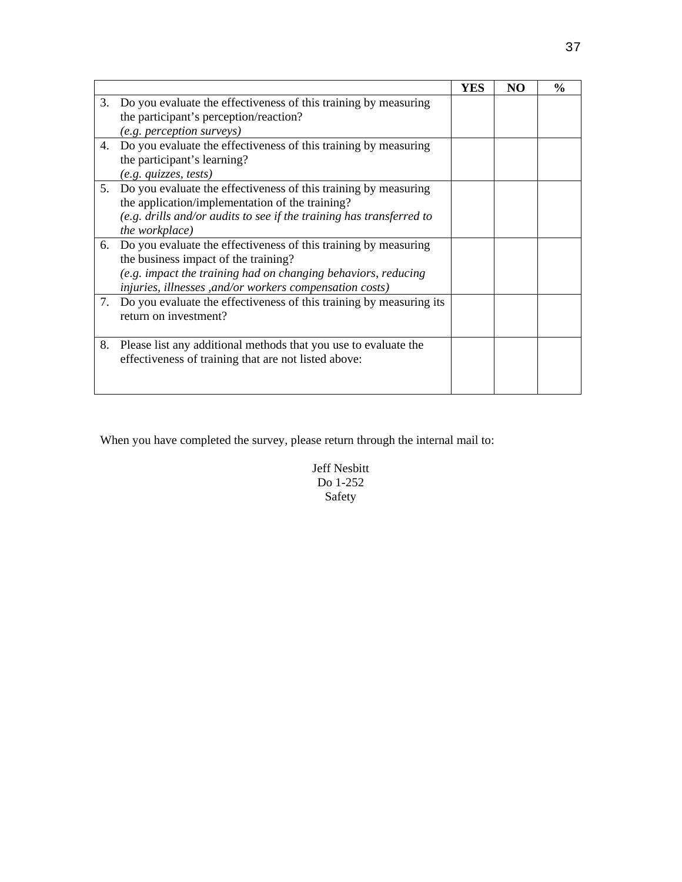| | YES | NO | % |
|---|---|---|---|
| 3. Do you evaluate the effectiveness of this training by measuring the participant's perception/reaction? *(e.g. perception surveys)* | | | |
| 4. Do you evaluate the effectiveness of this training by measuring the participant's learning? *(e.g. quizzes, tests)* | | | |
| 5. Do you evaluate the effectiveness of this training by measuring the application/implementation of the training? *(e.g. drills and/or audits to see if the training has transferred to the workplace)* | | | |
| 6. Do you evaluate the effectiveness of this training by measuring the business impact of the training? *(e.g. impact the training had on changing behaviors, reducing injuries, illnesses ,and/or workers compensation costs)* | | | |
| 7. Do you evaluate the effectiveness of this training by measuring its return on investment? | | | |
| 8. Please list any additional methods that you use to evaluate the effectiveness of training that are not listed above: | | | |

When you have completed the survey, please return through the internal mail to:

Jeff Nesbitt
Do 1-252
Safety